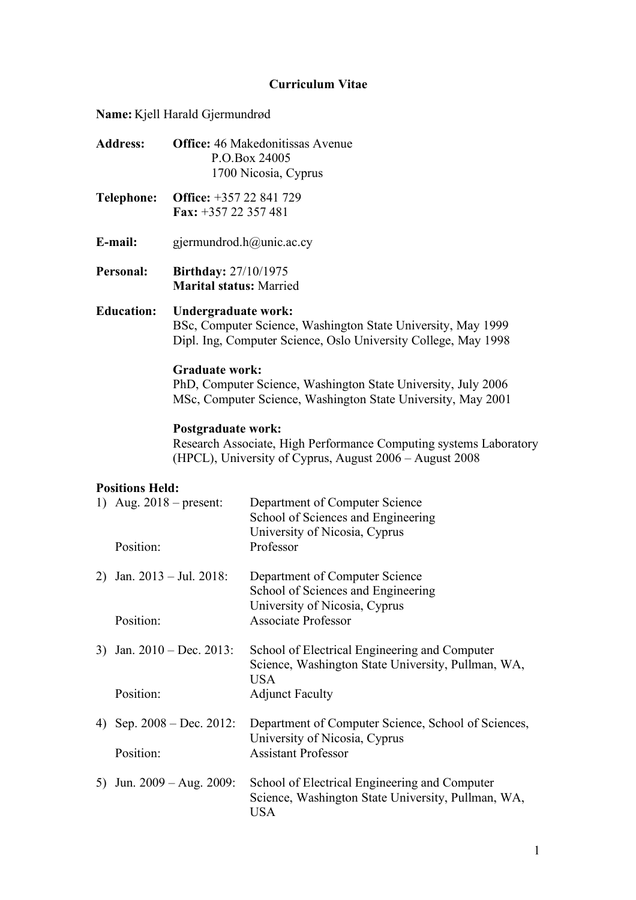# Curriculum Vitae

**Name:** Kjell Harald Gjermundrød

**Address:** **Office:** 46 Makedonitissas Avenue
P.O.Box 24005
1700 Nicosia, Cyprus

**Telephone:** **Office:** +357 22 841 729
**Fax:** +357 22 357 481

**E-mail:** gjermundrod.h@unic.ac.cy

**Personal:** **Birthday:** 27/10/1975
**Marital status:** Married

**Education:**

**Undergraduate work:**
BSc, Computer Science, Washington State University, May 1999
Dipl. Ing, Computer Science, Oslo University College, May 1998

**Graduate work:**
PhD, Computer Science, Washington State University, July 2006
MSc, Computer Science, Washington State University, May 2001

**Postgraduate work:**
Research Associate, High Performance Computing systems Laboratory (HPCL), University of Cyprus, August 2006 – August 2008

**Positions Held:**

1) Aug. 2018 – present: Department of Computer Science
School of Sciences and Engineering
University of Nicosia, Cyprus
Position: Professor

2) Jan. 2013 – Jul. 2018: Department of Computer Science
School of Sciences and Engineering
University of Nicosia, Cyprus
Position: Associate Professor

3) Jan. 2010 – Dec. 2013: School of Electrical Engineering and Computer Science, Washington State University, Pullman, WA, USA
Position: Adjunct Faculty

4) Sep. 2008 – Dec. 2012: Department of Computer Science, School of Sciences, University of Nicosia, Cyprus
Position: Assistant Professor

5) Jun. 2009 – Aug. 2009: School of Electrical Engineering and Computer Science, Washington State University, Pullman, WA, USA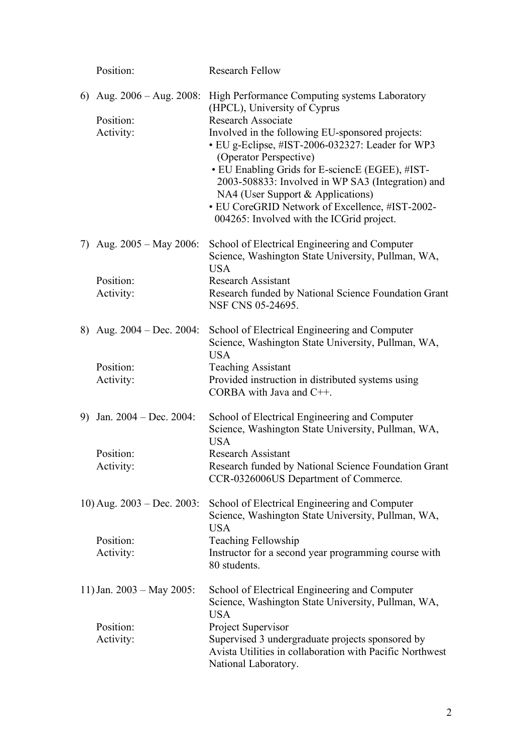Position: Research Fellow

6) Aug. 2006 – Aug. 2008: High Performance Computing systems Laboratory (HPCL), University of Cyprus

Position: Research Associate

Activity: Involved in the following EU-sponsored projects:

- EU g-Eclipse, #IST-2006-032327: Leader for WP3 (Operator Perspective)
- EU Enabling Grids for E-sciencE (EGEE), #IST-2003-508833: Involved in WP SA3 (Integration) and NA4 (User Support & Applications)
- EU CoreGRID Network of Excellence, #IST-2002-004265: Involved with the ICGrid project.

7) Aug. 2005 – May 2006: School of Electrical Engineering and Computer Science, Washington State University, Pullman, WA, USA

Position: Research Assistant

Activity: Research funded by National Science Foundation Grant NSF CNS 05-24695.

8) Aug. 2004 – Dec. 2004: School of Electrical Engineering and Computer Science, Washington State University, Pullman, WA, USA

Position: Teaching Assistant

Activity: Provided instruction in distributed systems using CORBA with Java and C++.

9) Jan. 2004 – Dec. 2004: School of Electrical Engineering and Computer Science, Washington State University, Pullman, WA, USA

Position: Research Assistant

Activity: Research funded by National Science Foundation Grant CCR-0326006US Department of Commerce.

10) Aug. 2003 – Dec. 2003: School of Electrical Engineering and Computer Science, Washington State University, Pullman, WA, USA

Position: Teaching Fellowship

Activity: Instructor for a second year programming course with 80 students.

11) Jan. 2003 – May 2005: School of Electrical Engineering and Computer Science, Washington State University, Pullman, WA, USA

Position: Project Supervisor

Activity: Supervised 3 undergraduate projects sponsored by Avista Utilities in collaboration with Pacific Northwest National Laboratory.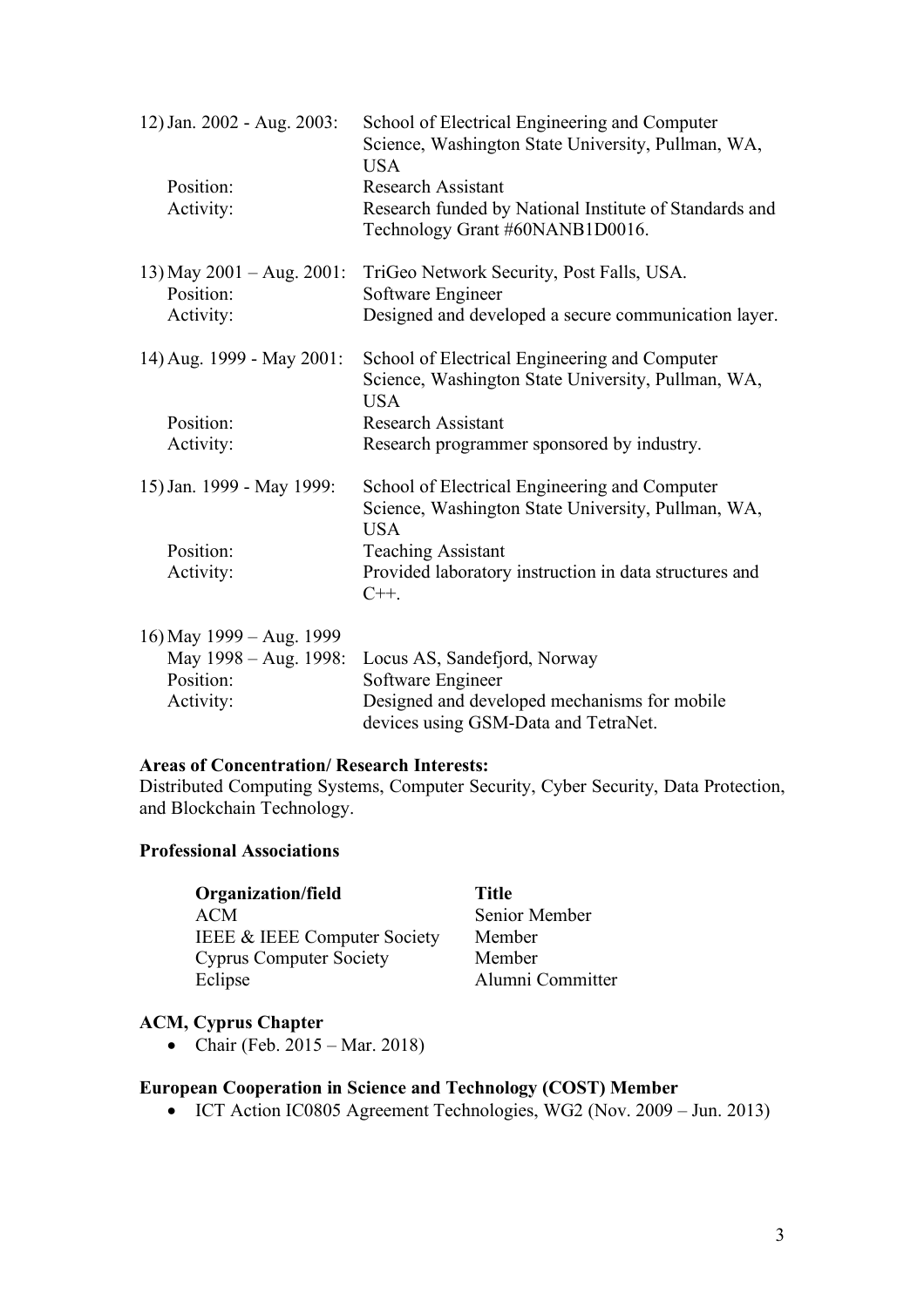12) Jan. 2002 - Aug. 2003: School of Electrical Engineering and Computer Science, Washington State University, Pullman, WA, USA
Position: Research Assistant
Activity: Research funded by National Institute of Standards and Technology Grant #60NANB1D0016.

13) May 2001 – Aug. 2001: TriGeo Network Security, Post Falls, USA.
Position: Software Engineer
Activity: Designed and developed a secure communication layer.

14) Aug. 1999 - May 2001: School of Electrical Engineering and Computer Science, Washington State University, Pullman, WA, USA
Position: Research Assistant
Activity: Research programmer sponsored by industry.

15) Jan. 1999 - May 1999: School of Electrical Engineering and Computer Science, Washington State University, Pullman, WA, USA
Position: Teaching Assistant
Activity: Provided laboratory instruction in data structures and C++.

16) May 1999 – Aug. 1999
May 1998 – Aug. 1998: Locus AS, Sandefjord, Norway
Position: Software Engineer
Activity: Designed and developed mechanisms for mobile devices using GSM-Data and TetraNet.

**Areas of Concentration/ Research Interests:**
Distributed Computing Systems, Computer Security, Cyber Security, Data Protection, and Blockchain Technology.

**Professional Associations**

| Organization/field | Title |
|---|---|
| ACM | Senior Member |
| IEEE & IEEE Computer Society | Member |
| Cyprus Computer Society | Member |
| Eclipse | Alumni Committer |

**ACM, Cyprus Chapter**

- Chair (Feb. 2015 – Mar. 2018)

**European Cooperation in Science and Technology (COST) Member**

- ICT Action IC0805 Agreement Technologies, WG2 (Nov. 2009 – Jun. 2013)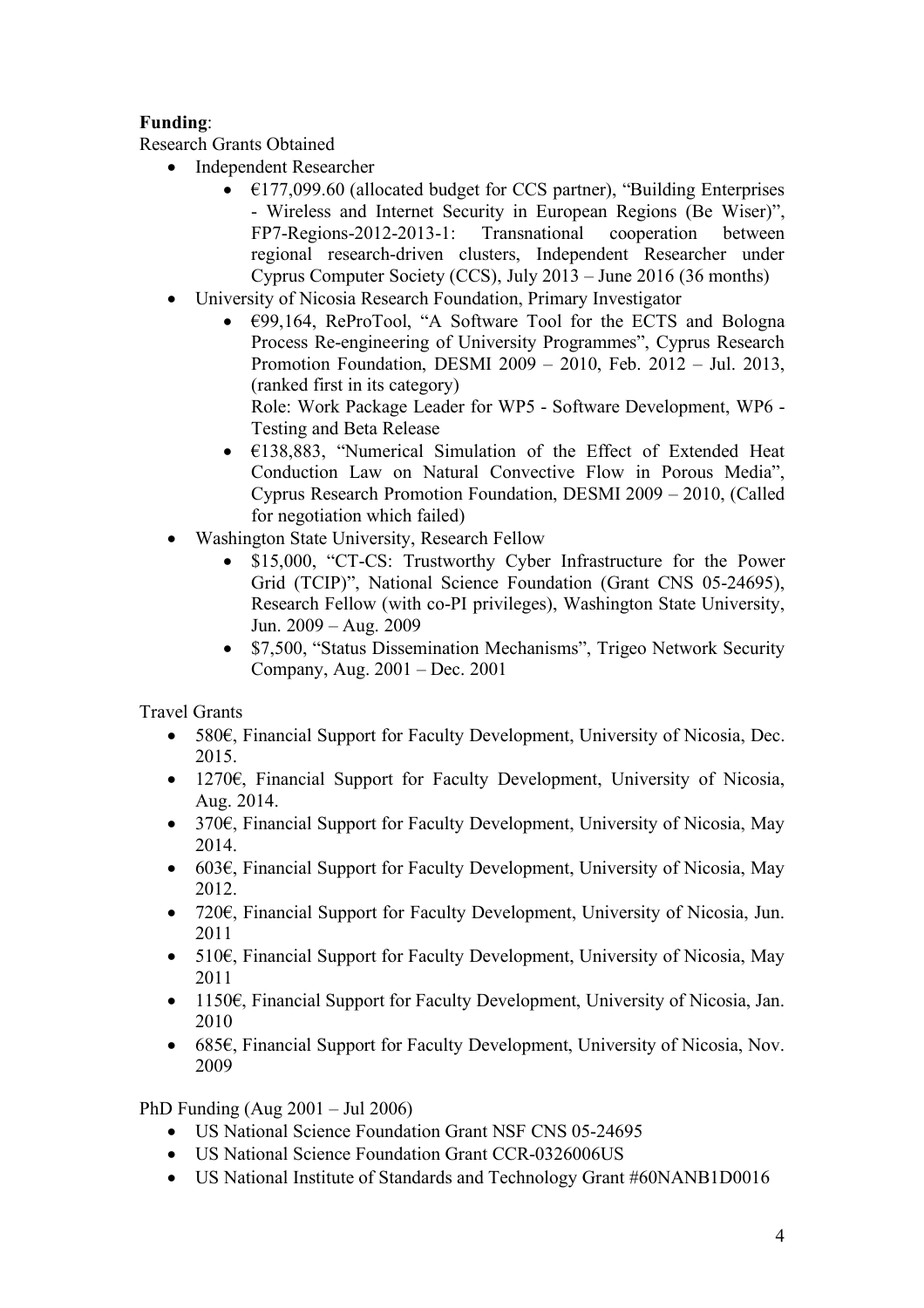**Funding**:

Research Grants Obtained

- Independent Researcher
    - €177,099.60 (allocated budget for CCS partner), "Building Enterprises - Wireless and Internet Security in European Regions (Be Wiser)", FP7-Regions-2012-2013-1: Transnational cooperation between regional research-driven clusters, Independent Researcher under Cyprus Computer Society (CCS), July 2013 – June 2016 (36 months)
- University of Nicosia Research Foundation, Primary Investigator
    - €99,164, ReProTool, "A Software Tool for the ECTS and Bologna Process Re-engineering of University Programmes", Cyprus Research Promotion Foundation, DESMI 2009 – 2010, Feb. 2012 – Jul. 2013, (ranked first in its category)
      Role: Work Package Leader for WP5 - Software Development, WP6 - Testing and Beta Release
    - €138,883, "Numerical Simulation of the Effect of Extended Heat Conduction Law on Natural Convective Flow in Porous Media", Cyprus Research Promotion Foundation, DESMI 2009 – 2010, (Called for negotiation which failed)
- Washington State University, Research Fellow
    - \$15,000, "CT-CS: Trustworthy Cyber Infrastructure for the Power Grid (TCIP)", National Science Foundation (Grant CNS 05-24695), Research Fellow (with co-PI privileges), Washington State University, Jun. 2009 – Aug. 2009
    - \$7,500, "Status Dissemination Mechanisms", Trigeo Network Security Company, Aug. 2001 – Dec. 2001

Travel Grants

- 580€, Financial Support for Faculty Development, University of Nicosia, Dec. 2015.
- 1270€, Financial Support for Faculty Development, University of Nicosia, Aug. 2014.
- 370€, Financial Support for Faculty Development, University of Nicosia, May 2014.
- 603€, Financial Support for Faculty Development, University of Nicosia, May 2012.
- 720€, Financial Support for Faculty Development, University of Nicosia, Jun. 2011
- 510€, Financial Support for Faculty Development, University of Nicosia, May 2011
- 1150€, Financial Support for Faculty Development, University of Nicosia, Jan. 2010
- 685€, Financial Support for Faculty Development, University of Nicosia, Nov. 2009

PhD Funding (Aug 2001 – Jul 2006)

- US National Science Foundation Grant NSF CNS 05-24695
- US National Science Foundation Grant CCR-0326006US
- US National Institute of Standards and Technology Grant #60NANB1D0016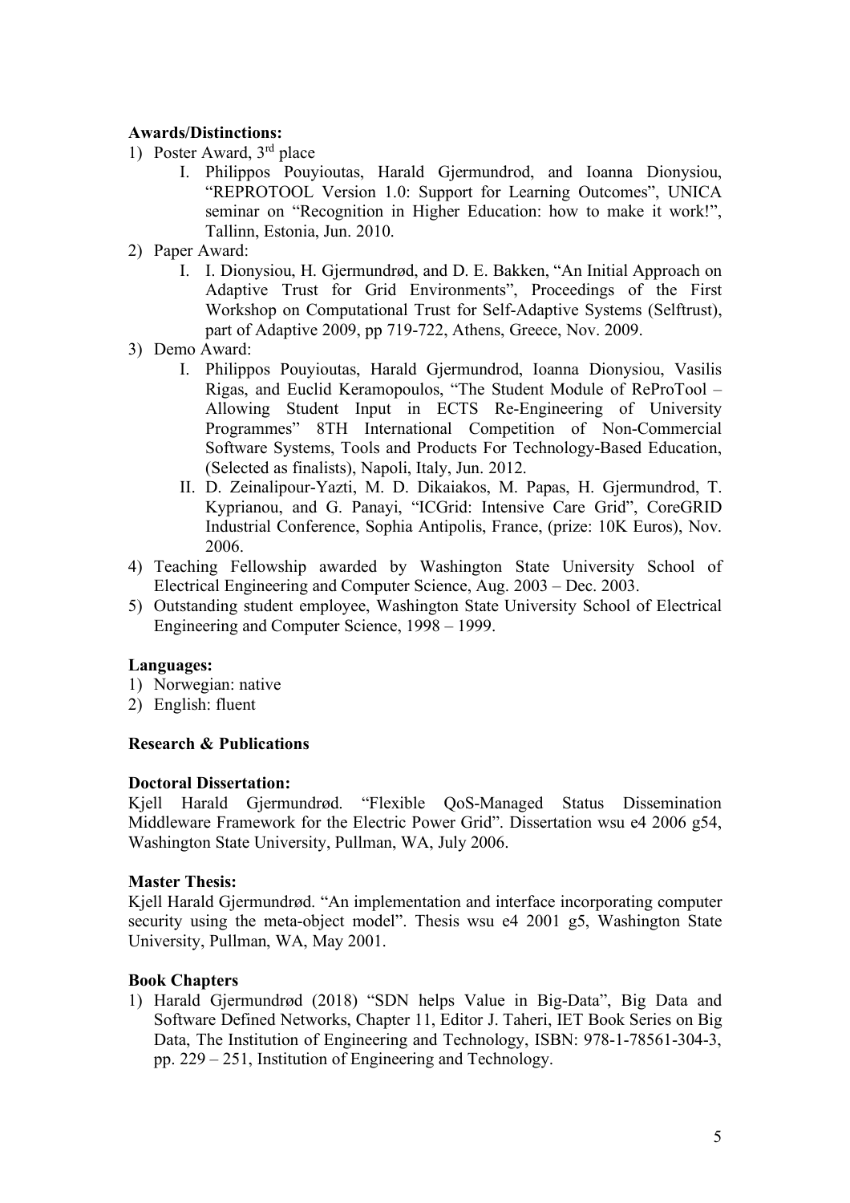**Awards/Distinctions:**

1) Poster Award, 3rd place
    I. Philippos Pouyioutas, Harald Gjermundrød, and Ioanna Dionysiou, "REPROTOOL Version 1.0: Support for Learning Outcomes", UNICA seminar on "Recognition in Higher Education: how to make it work!", Tallinn, Estonia, Jun. 2010.
2) Paper Award:
    I. I. Dionysiou, H. Gjermundrød, and D. E. Bakken, "An Initial Approach on Adaptive Trust for Grid Environments", Proceedings of the First Workshop on Computational Trust for Self-Adaptive Systems (Selftrust), part of Adaptive 2009, pp 719-722, Athens, Greece, Nov. 2009.
3) Demo Award:
    I. Philippos Pouyioutas, Harald Gjermundrod, Ioanna Dionysiou, Vasilis Rigas, and Euclid Keramopoulos, "The Student Module of ReProTool – Allowing Student Input in ECTS Re-Engineering of University Programmes" 8TH International Competition of Non-Commercial Software Systems, Tools and Products For Technology-Based Education, (Selected as finalists), Napoli, Italy, Jun. 2012.
    II. D. Zeinalipour-Yazti, M. D. Dikaiakos, M. Papas, H. Gjermundrod, T. Kyprianou, and G. Panayi, "ICGrid: Intensive Care Grid", CoreGRID Industrial Conference, Sophia Antipolis, France, (prize: 10K Euros), Nov. 2006.
4) Teaching Fellowship awarded by Washington State University School of Electrical Engineering and Computer Science, Aug. 2003 – Dec. 2003.
5) Outstanding student employee, Washington State University School of Electrical Engineering and Computer Science, 1998 – 1999.

**Languages:**

1) Norwegian: native
2) English: fluent

**Research & Publications**

**Doctoral Dissertation:**

Kjell Harald Gjermundrød. "Flexible QoS-Managed Status Dissemination Middleware Framework for the Electric Power Grid". Dissertation wsu e4 2006 g54, Washington State University, Pullman, WA, July 2006.

**Master Thesis:**

Kjell Harald Gjermundrød. "An implementation and interface incorporating computer security using the meta-object model". Thesis wsu e4 2001 g5, Washington State University, Pullman, WA, May 2001.

**Book Chapters**

1) Harald Gjermundrød (2018) "SDN helps Value in Big-Data", Big Data and Software Defined Networks, Chapter 11, Editor J. Taheri, IET Book Series on Big Data, The Institution of Engineering and Technology, ISBN: 978-1-78561-304-3, pp. 229 – 251, Institution of Engineering and Technology.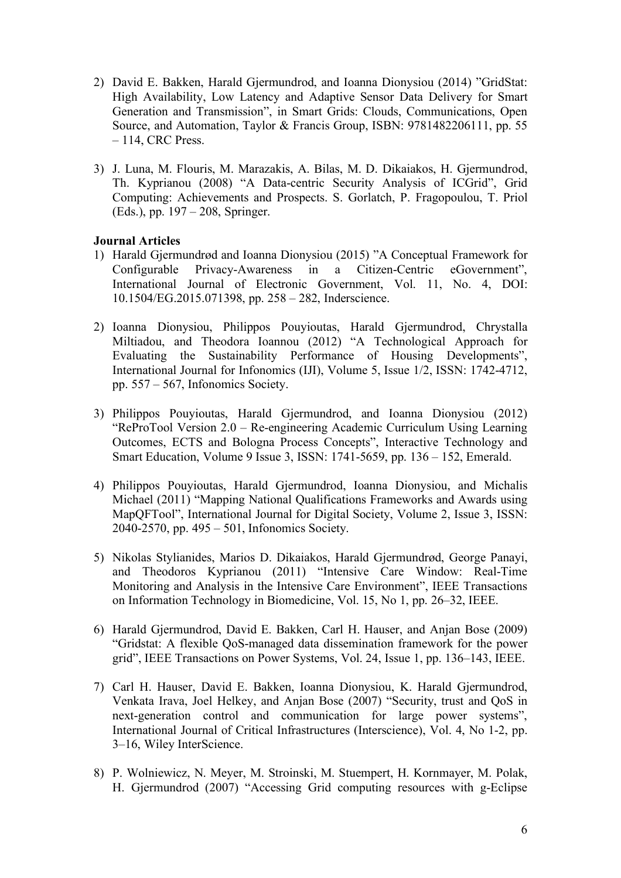2) David E. Bakken, Harald Gjermundrod, and Ioanna Dionysiou (2014) "GridStat: High Availability, Low Latency and Adaptive Sensor Data Delivery for Smart Generation and Transmission", in Smart Grids: Clouds, Communications, Open Source, and Automation, Taylor & Francis Group, ISBN: 9781482206111, pp. 55 – 114, CRC Press.

3) J. Luna, M. Flouris, M. Marazakis, A. Bilas, M. D. Dikaiakos, H. Gjermundrod, Th. Kyprianou (2008) "A Data-centric Security Analysis of ICGrid", Grid Computing: Achievements and Prospects. S. Gorlatch, P. Fragopoulou, T. Priol (Eds.), pp. 197 – 208, Springer.

**Journal Articles**

1) Harald Gjermundrød and Ioanna Dionysiou (2015) "A Conceptual Framework for Configurable Privacy-Awareness in a Citizen-Centric eGovernment", International Journal of Electronic Government, Vol. 11, No. 4, DOI: 10.1504/EG.2015.071398, pp. 258 – 282, Inderscience.

2) Ioanna Dionysiou, Philippos Pouyioutas, Harald Gjermundrod, Chrystalla Miltiadou, and Theodora Ioannou (2012) "A Technological Approach for Evaluating the Sustainability Performance of Housing Developments", International Journal for Infonomics (IJI), Volume 5, Issue 1/2, ISSN: 1742-4712, pp. 557 – 567, Infonomics Society.

3) Philippos Pouyioutas, Harald Gjermundrod, and Ioanna Dionysiou (2012) "ReProTool Version 2.0 – Re-engineering Academic Curriculum Using Learning Outcomes, ECTS and Bologna Process Concepts", Interactive Technology and Smart Education, Volume 9 Issue 3, ISSN: 1741-5659, pp. 136 – 152, Emerald.

4) Philippos Pouyioutas, Harald Gjermundrod, Ioanna Dionysiou, and Michalis Michael (2011) "Mapping National Qualifications Frameworks and Awards using MapQFTool", International Journal for Digital Society, Volume 2, Issue 3, ISSN: 2040-2570, pp. 495 – 501, Infonomics Society.

5) Nikolas Stylianides, Marios D. Dikaiakos, Harald Gjermundrød, George Panayi, and Theodoros Kyprianou (2011) "Intensive Care Window: Real-Time Monitoring and Analysis in the Intensive Care Environment", IEEE Transactions on Information Technology in Biomedicine, Vol. 15, No 1, pp. 26–32, IEEE.

6) Harald Gjermundrod, David E. Bakken, Carl H. Hauser, and Anjan Bose (2009) "Gridstat: A flexible QoS-managed data dissemination framework for the power grid", IEEE Transactions on Power Systems, Vol. 24, Issue 1, pp. 136–143, IEEE.

7) Carl H. Hauser, David E. Bakken, Ioanna Dionysiou, K. Harald Gjermundrod, Venkata Irava, Joel Helkey, and Anjan Bose (2007) "Security, trust and QoS in next-generation control and communication for large power systems", International Journal of Critical Infrastructures (Interscience), Vol. 4, No 1-2, pp. 3–16, Wiley InterScience.

8) P. Wolniewicz, N. Meyer, M. Stroinski, M. Stuempert, H. Kornmayer, M. Polak, H. Gjermundrod (2007) "Accessing Grid computing resources with g-Eclipse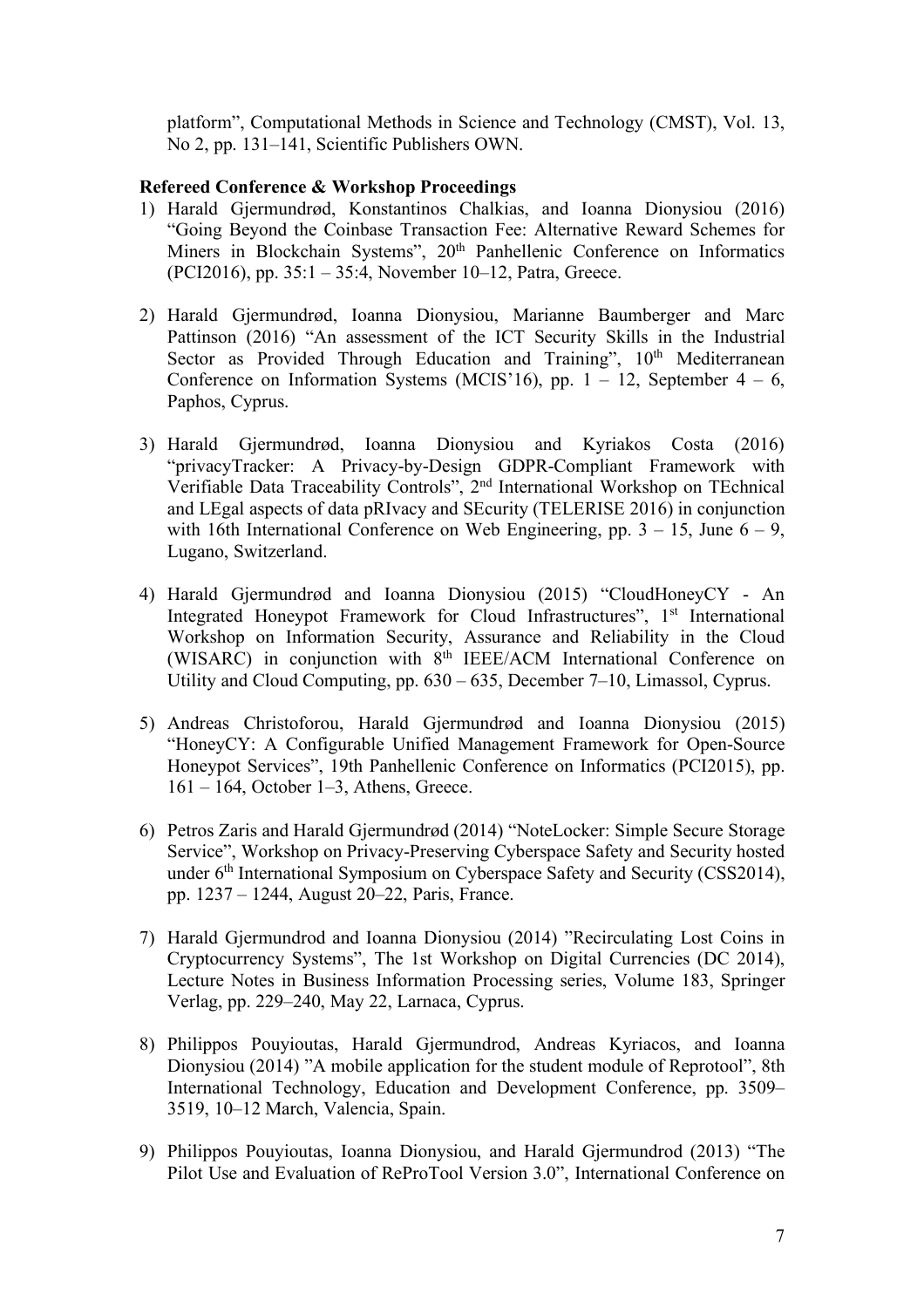platform", Computational Methods in Science and Technology (CMST), Vol. 13, No 2, pp. 131–141, Scientific Publishers OWN.

**Refereed Conference & Workshop Proceedings**

1) Harald Gjermundrød, Konstantinos Chalkias, and Ioanna Dionysiou (2016) "Going Beyond the Coinbase Transaction Fee: Alternative Reward Schemes for Miners in Blockchain Systems", 20th Panhellenic Conference on Informatics (PCI2016), pp. 35:1 – 35:4, November 10–12, Patra, Greece.

2) Harald Gjermundrød, Ioanna Dionysiou, Marianne Baumberger and Marc Pattinson (2016) "An assessment of the ICT Security Skills in the Industrial Sector as Provided Through Education and Training", 10th Mediterranean Conference on Information Systems (MCIS'16), pp. 1 – 12, September 4 – 6, Paphos, Cyprus.

3) Harald Gjermundrød, Ioanna Dionysiou and Kyriakos Costa (2016) "privacyTracker: A Privacy-by-Design GDPR-Compliant Framework with Verifiable Data Traceability Controls", 2nd International Workshop on TEchnical and LEgal aspects of data pRIvacy and SEcurity (TELERISE 2016) in conjunction with 16th International Conference on Web Engineering, pp. 3 – 15, June 6 – 9, Lugano, Switzerland.

4) Harald Gjermundrød and Ioanna Dionysiou (2015) "CloudHoneyCY - An Integrated Honeypot Framework for Cloud Infrastructures", 1st International Workshop on Information Security, Assurance and Reliability in the Cloud (WISARC) in conjunction with 8th IEEE/ACM International Conference on Utility and Cloud Computing, pp. 630 – 635, December 7–10, Limassol, Cyprus.

5) Andreas Christoforou, Harald Gjermundrød and Ioanna Dionysiou (2015) "HoneyCY: A Configurable Unified Management Framework for Open-Source Honeypot Services", 19th Panhellenic Conference on Informatics (PCI2015), pp. 161 – 164, October 1–3, Athens, Greece.

6) Petros Zaris and Harald Gjermundrød (2014) "NoteLocker: Simple Secure Storage Service", Workshop on Privacy-Preserving Cyberspace Safety and Security hosted under 6th International Symposium on Cyberspace Safety and Security (CSS2014), pp. 1237 – 1244, August 20–22, Paris, France.

7) Harald Gjermundrod and Ioanna Dionysiou (2014) "Recirculating Lost Coins in Cryptocurrency Systems", The 1st Workshop on Digital Currencies (DC 2014), Lecture Notes in Business Information Processing series, Volume 183, Springer Verlag, pp. 229–240, May 22, Larnaca, Cyprus.

8) Philippos Pouyioutas, Harald Gjermundrod, Andreas Kyriacos, and Ioanna Dionysiou (2014) "A mobile application for the student module of Reprotool", 8th International Technology, Education and Development Conference, pp. 3509–3519, 10–12 March, Valencia, Spain.

9) Philippos Pouyioutas, Ioanna Dionysiou, and Harald Gjermundrod (2013) "The Pilot Use and Evaluation of ReProTool Version 3.0", International Conference on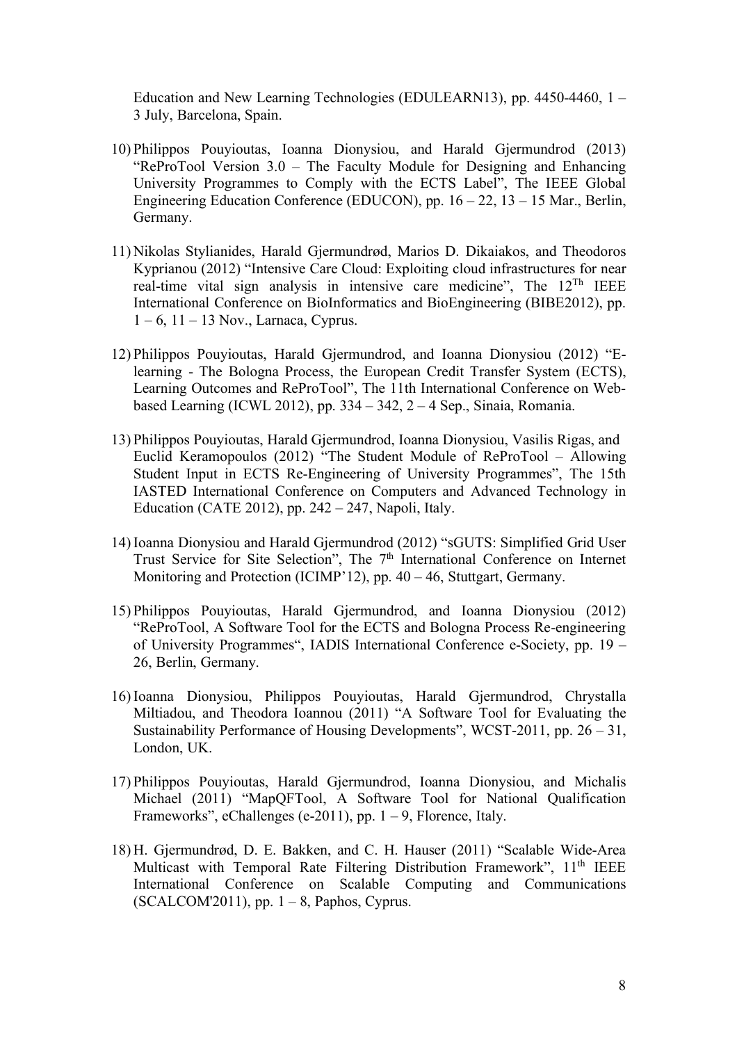Education and New Learning Technologies (EDULEARN13), pp. 4450-4460, 1 – 3 July, Barcelona, Spain.

10) Philippos Pouyioutas, Ioanna Dionysiou, and Harald Gjermundrod (2013) "ReProTool Version 3.0 – The Faculty Module for Designing and Enhancing University Programmes to Comply with the ECTS Label", The IEEE Global Engineering Education Conference (EDUCON), pp. 16 – 22, 13 – 15 Mar., Berlin, Germany.

11) Nikolas Stylianides, Harald Gjermundrød, Marios D. Dikaiakos, and Theodoros Kyprianou (2012) "Intensive Care Cloud: Exploiting cloud infrastructures for near real-time vital sign analysis in intensive care medicine", The 12[Th] IEEE International Conference on BioInformatics and BioEngineering (BIBE2012), pp. 1 – 6, 11 – 13 Nov., Larnaca, Cyprus.

12) Philippos Pouyioutas, Harald Gjermundrod, and Ioanna Dionysiou (2012) "E-learning - The Bologna Process, the European Credit Transfer System (ECTS), Learning Outcomes and ReProTool", The 11th International Conference on Web-based Learning (ICWL 2012), pp. 334 – 342, 2 – 4 Sep., Sinaia, Romania.

13) Philippos Pouyioutas, Harald Gjermundrod, Ioanna Dionysiou, Vasilis Rigas, and Euclid Keramopoulos (2012) "The Student Module of ReProTool – Allowing Student Input in ECTS Re-Engineering of University Programmes", The 15th IASTED International Conference on Computers and Advanced Technology in Education (CATE 2012), pp. 242 – 247, Napoli, Italy.

14) Ioanna Dionysiou and Harald Gjermundrod (2012) "sGUTS: Simplified Grid User Trust Service for Site Selection", The 7[th] International Conference on Internet Monitoring and Protection (ICIMP'12), pp. 40 – 46, Stuttgart, Germany.

15) Philippos Pouyioutas, Harald Gjermundrod, and Ioanna Dionysiou (2012) "ReProTool, A Software Tool for the ECTS and Bologna Process Re-engineering of University Programmes", IADIS International Conference e-Society, pp. 19 – 26, Berlin, Germany.

16) Ioanna Dionysiou, Philippos Pouyioutas, Harald Gjermundrod, Chrystalla Miltiadou, and Theodora Ioannou (2011) "A Software Tool for Evaluating the Sustainability Performance of Housing Developments", WCST-2011, pp. 26 – 31, London, UK.

17) Philippos Pouyioutas, Harald Gjermundrod, Ioanna Dionysiou, and Michalis Michael (2011) "MapQFTool, A Software Tool for National Qualification Frameworks", eChallenges (e-2011), pp. 1 – 9, Florence, Italy.

18) H. Gjermundrød, D. E. Bakken, and C. H. Hauser (2011) "Scalable Wide-Area Multicast with Temporal Rate Filtering Distribution Framework", 11[th] IEEE International Conference on Scalable Computing and Communications (SCALCOM'2011), pp. 1 – 8, Paphos, Cyprus.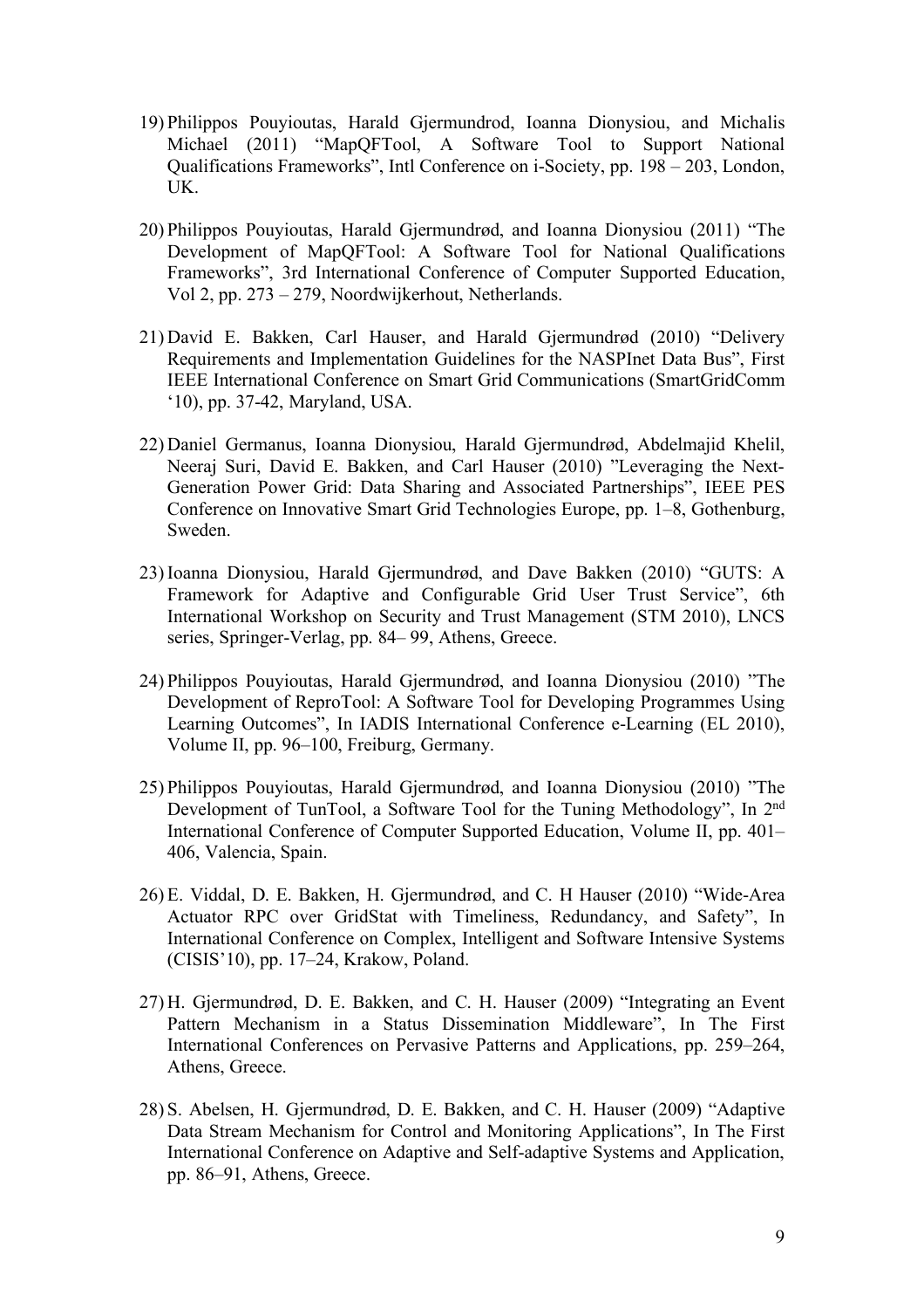19) Philippos Pouyioutas, Harald Gjermundrod, Ioanna Dionysiou, and Michalis Michael (2011) “MapQFTool, A Software Tool to Support National Qualifications Frameworks”, Intl Conference on i-Society, pp. 198 – 203, London, UK.

20) Philippos Pouyioutas, Harald Gjermundrød, and Ioanna Dionysiou (2011) “The Development of MapQFTool: A Software Tool for National Qualifications Frameworks”, 3rd International Conference of Computer Supported Education, Vol 2, pp. 273 – 279, Noordwijkerhout, Netherlands.

21) David E. Bakken, Carl Hauser, and Harald Gjermundrød (2010) “Delivery Requirements and Implementation Guidelines for the NASPInet Data Bus”, First IEEE International Conference on Smart Grid Communications (SmartGridComm ‘10), pp. 37-42, Maryland, USA.

22) Daniel Germanus, Ioanna Dionysiou, Harald Gjermundrød, Abdelmajid Khelil, Neeraj Suri, David E. Bakken, and Carl Hauser (2010) ”Leveraging the Next-Generation Power Grid: Data Sharing and Associated Partnerships”, IEEE PES Conference on Innovative Smart Grid Technologies Europe, pp. 1–8, Gothenburg, Sweden.

23) Ioanna Dionysiou, Harald Gjermundrød, and Dave Bakken (2010) “GUTS: A Framework for Adaptive and Configurable Grid User Trust Service”, 6th International Workshop on Security and Trust Management (STM 2010), LNCS series, Springer-Verlag, pp. 84– 99, Athens, Greece.

24) Philippos Pouyioutas, Harald Gjermundrød, and Ioanna Dionysiou (2010) ”The Development of ReproTool: A Software Tool for Developing Programmes Using Learning Outcomes”, In IADIS International Conference e-Learning (EL 2010), Volume II, pp. 96–100, Freiburg, Germany.

25) Philippos Pouyioutas, Harald Gjermundrød, and Ioanna Dionysiou (2010) ”The Development of TunTool, a Software Tool for the Tuning Methodology”, In 2nd International Conference of Computer Supported Education, Volume II, pp. 401–406, Valencia, Spain.

26) E. Viddal, D. E. Bakken, H. Gjermundrød, and C. H Hauser (2010) “Wide-Area Actuator RPC over GridStat with Timeliness, Redundancy, and Safety”, In International Conference on Complex, Intelligent and Software Intensive Systems (CISIS’10), pp. 17–24, Krakow, Poland.

27) H. Gjermundrød, D. E. Bakken, and C. H. Hauser (2009) “Integrating an Event Pattern Mechanism in a Status Dissemination Middleware”, In The First International Conferences on Pervasive Patterns and Applications, pp. 259–264, Athens, Greece.

28) S. Abelsen, H. Gjermundrød, D. E. Bakken, and C. H. Hauser (2009) “Adaptive Data Stream Mechanism for Control and Monitoring Applications”, In The First International Conference on Adaptive and Self-adaptive Systems and Application, pp. 86–91, Athens, Greece.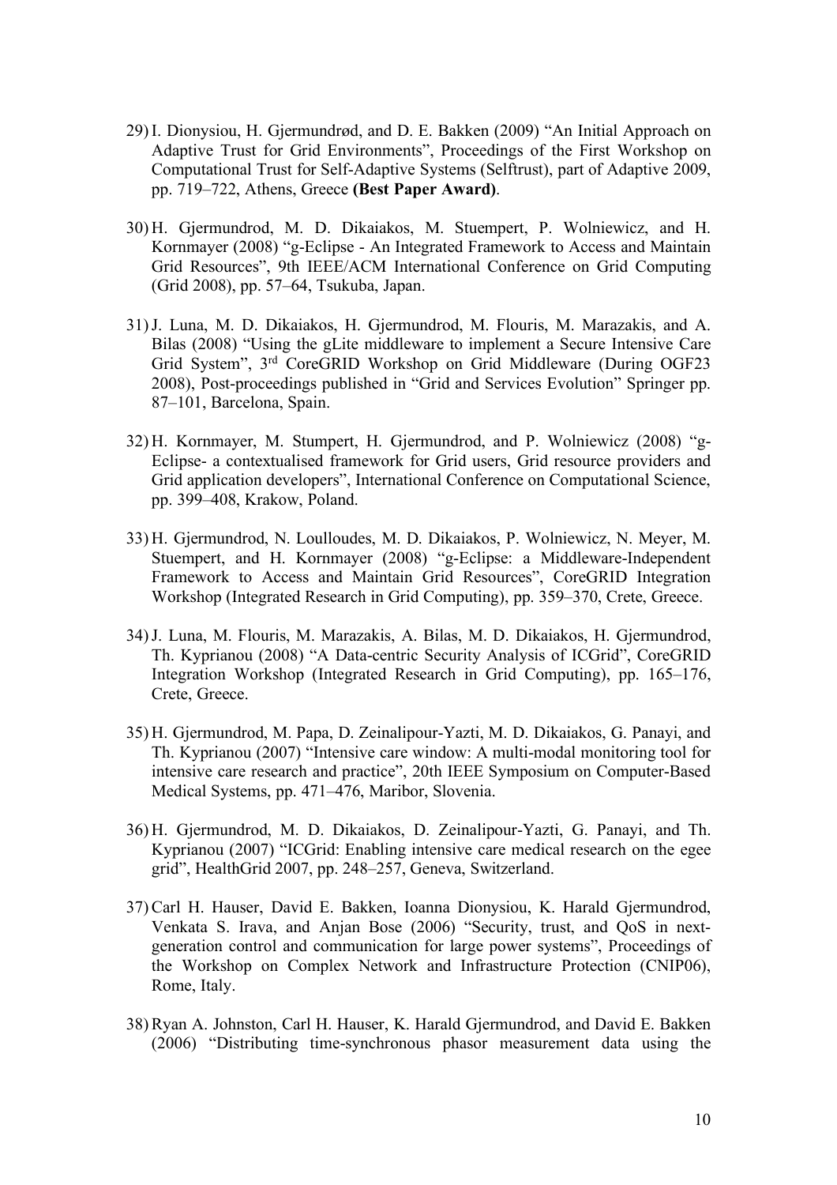29) I. Dionysiou, H. Gjermundrød, and D. E. Bakken (2009) “An Initial Approach on Adaptive Trust for Grid Environments”, Proceedings of the First Workshop on Computational Trust for Self-Adaptive Systems (Selftrust), part of Adaptive 2009, pp. 719–722, Athens, Greece **(Best Paper Award)**.

30) H. Gjermundrod, M. D. Dikaiakos, M. Stuempert, P. Wolniewicz, and H. Kornmayer (2008) “g-Eclipse - An Integrated Framework to Access and Maintain Grid Resources”, 9th IEEE/ACM International Conference on Grid Computing (Grid 2008), pp. 57–64, Tsukuba, Japan.

31) J. Luna, M. D. Dikaiakos, H. Gjermundrod, M. Flouris, M. Marazakis, and A. Bilas (2008) “Using the gLite middleware to implement a Secure Intensive Care Grid System”, 3rd CoreGRID Workshop on Grid Middleware (During OGF23 2008), Post-proceedings published in “Grid and Services Evolution” Springer pp. 87–101, Barcelona, Spain.

32) H. Kornmayer, M. Stumpert, H. Gjermundrod, and P. Wolniewicz (2008) “g-Eclipse- a contextualised framework for Grid users, Grid resource providers and Grid application developers”, International Conference on Computational Science, pp. 399–408, Krakow, Poland.

33) H. Gjermundrod, N. Loulloudes, M. D. Dikaiakos, P. Wolniewicz, N. Meyer, M. Stuempert, and H. Kornmayer (2008) “g-Eclipse: a Middleware-Independent Framework to Access and Maintain Grid Resources”, CoreGRID Integration Workshop (Integrated Research in Grid Computing), pp. 359–370, Crete, Greece.

34) J. Luna, M. Flouris, M. Marazakis, A. Bilas, M. D. Dikaiakos, H. Gjermundrod, Th. Kyprianou (2008) “A Data-centric Security Analysis of ICGrid”, CoreGRID Integration Workshop (Integrated Research in Grid Computing), pp. 165–176, Crete, Greece.

35) H. Gjermundrod, M. Papa, D. Zeinalipour-Yazti, M. D. Dikaiakos, G. Panayi, and Th. Kyprianou (2007) “Intensive care window: A multi-modal monitoring tool for intensive care research and practice”, 20th IEEE Symposium on Computer-Based Medical Systems, pp. 471–476, Maribor, Slovenia.

36) H. Gjermundrod, M. D. Dikaiakos, D. Zeinalipour-Yazti, G. Panayi, and Th. Kyprianou (2007) “ICGrid: Enabling intensive care medical research on the egee grid”, HealthGrid 2007, pp. 248–257, Geneva, Switzerland.

37) Carl H. Hauser, David E. Bakken, Ioanna Dionysiou, K. Harald Gjermundrod, Venkata S. Irava, and Anjan Bose (2006) “Security, trust, and QoS in next-generation control and communication for large power systems”, Proceedings of the Workshop on Complex Network and Infrastructure Protection (CNIP06), Rome, Italy.

38) Ryan A. Johnston, Carl H. Hauser, K. Harald Gjermundrod, and David E. Bakken (2006) “Distributing time-synchronous phasor measurement data using the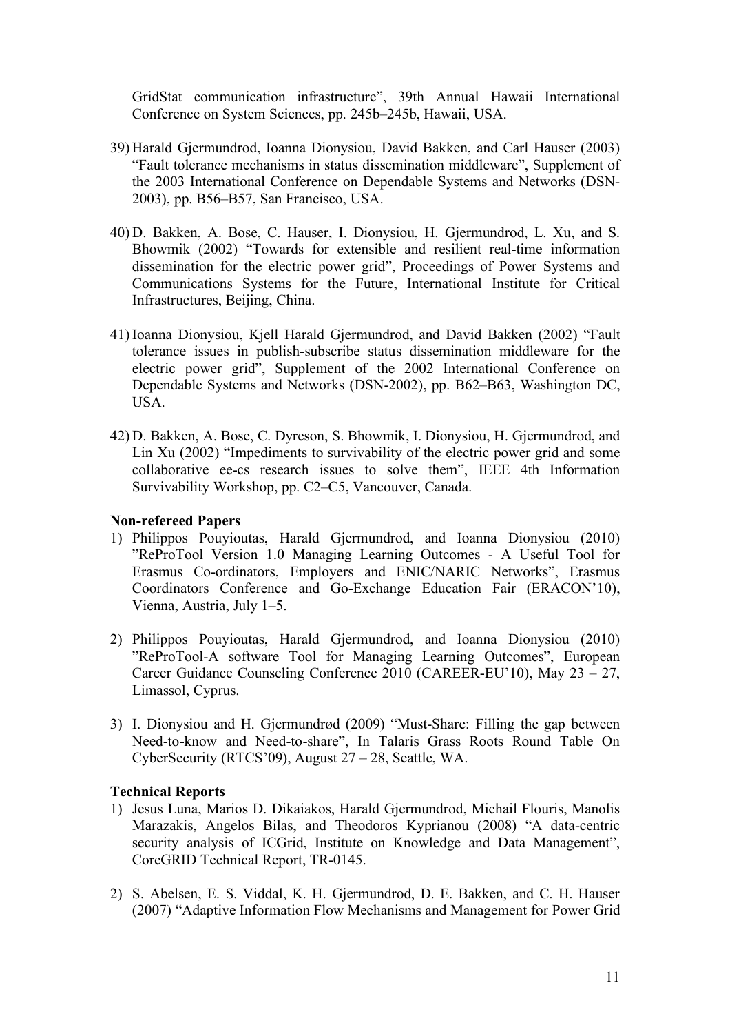GridStat communication infrastructure", 39th Annual Hawaii International Conference on System Sciences, pp. 245b–245b, Hawaii, USA.

39) Harald Gjermundrod, Ioanna Dionysiou, David Bakken, and Carl Hauser (2003) "Fault tolerance mechanisms in status dissemination middleware", Supplement of the 2003 International Conference on Dependable Systems and Networks (DSN-2003), pp. B56–B57, San Francisco, USA.

40) D. Bakken, A. Bose, C. Hauser, I. Dionysiou, H. Gjermundrod, L. Xu, and S. Bhowmik (2002) "Towards for extensible and resilient real-time information dissemination for the electric power grid", Proceedings of Power Systems and Communications Systems for the Future, International Institute for Critical Infrastructures, Beijing, China.

41) Ioanna Dionysiou, Kjell Harald Gjermundrod, and David Bakken (2002) "Fault tolerance issues in publish-subscribe status dissemination middleware for the electric power grid", Supplement of the 2002 International Conference on Dependable Systems and Networks (DSN-2002), pp. B62–B63, Washington DC, USA.

42) D. Bakken, A. Bose, C. Dyreson, S. Bhowmik, I. Dionysiou, H. Gjermundrod, and Lin Xu (2002) "Impediments to survivability of the electric power grid and some collaborative ee-cs research issues to solve them", IEEE 4th Information Survivability Workshop, pp. C2–C5, Vancouver, Canada.

**Non-refereed Papers**

1) Philippos Pouyioutas, Harald Gjermundrod, and Ioanna Dionysiou (2010) "ReProTool Version 1.0 Managing Learning Outcomes - A Useful Tool for Erasmus Co-ordinators, Employers and ENIC/NARIC Networks", Erasmus Coordinators Conference and Go-Exchange Education Fair (ERACON'10), Vienna, Austria, July 1–5.

2) Philippos Pouyioutas, Harald Gjermundrod, and Ioanna Dionysiou (2010) "ReProTool-A software Tool for Managing Learning Outcomes", European Career Guidance Counseling Conference 2010 (CAREER-EU'10), May 23 – 27, Limassol, Cyprus.

3) I. Dionysiou and H. Gjermundrød (2009) "Must-Share: Filling the gap between Need-to-know and Need-to-share", In Talaris Grass Roots Round Table On CyberSecurity (RTCS'09), August 27 – 28, Seattle, WA.

**Technical Reports**

1) Jesus Luna, Marios D. Dikaiakos, Harald Gjermundrod, Michail Flouris, Manolis Marazakis, Angelos Bilas, and Theodoros Kyprianou (2008) "A data-centric security analysis of ICGrid, Institute on Knowledge and Data Management", CoreGRID Technical Report, TR-0145.

2) S. Abelsen, E. S. Viddal, K. H. Gjermundrod, D. E. Bakken, and C. H. Hauser (2007) "Adaptive Information Flow Mechanisms and Management for Power Grid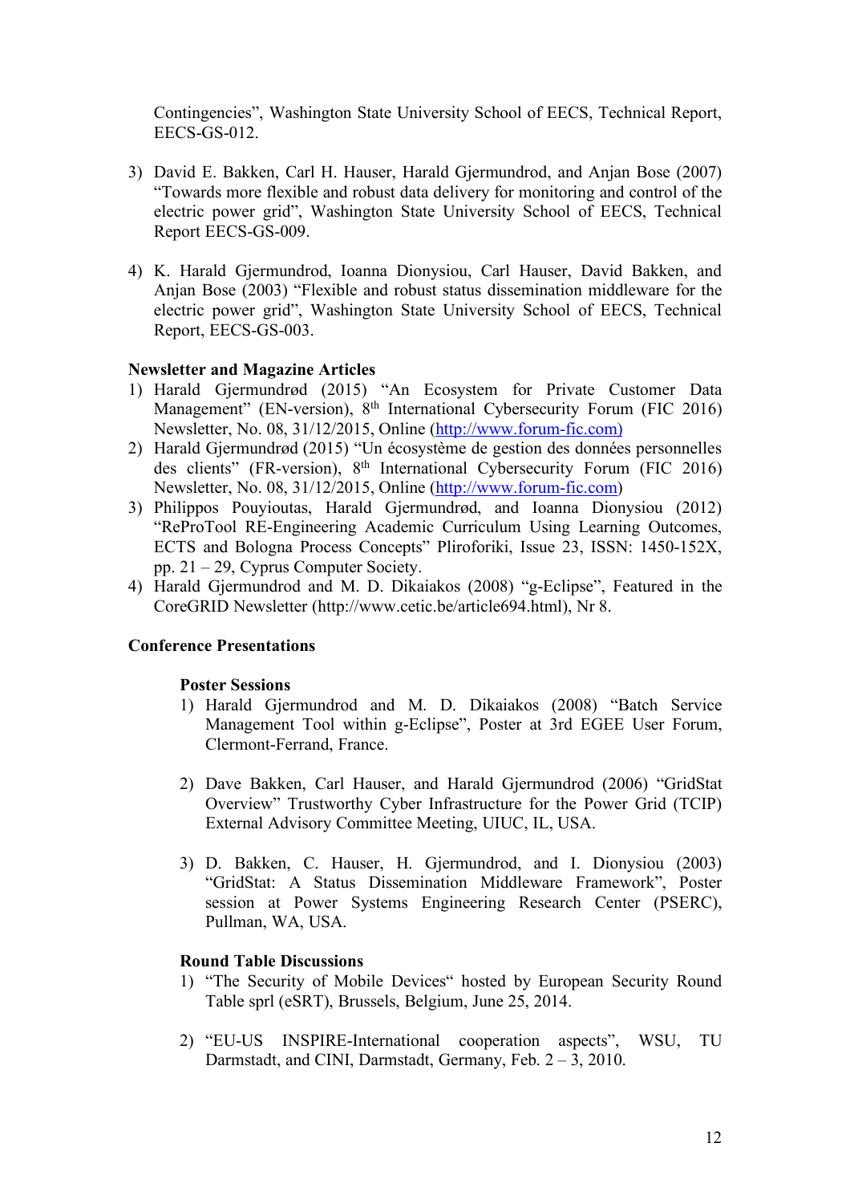Contingencies", Washington State University School of EECS, Technical Report, EECS-GS-012.

3) David E. Bakken, Carl H. Hauser, Harald Gjermundrod, and Anjan Bose (2007) "Towards more flexible and robust data delivery for monitoring and control of the electric power grid", Washington State University School of EECS, Technical Report EECS-GS-009.

4) K. Harald Gjermundrod, Ioanna Dionysiou, Carl Hauser, David Bakken, and Anjan Bose (2003) "Flexible and robust status dissemination middleware for the electric power grid", Washington State University School of EECS, Technical Report, EECS-GS-003.

**Newsletter and Magazine Articles**

1) Harald Gjermundrød (2015) "An Ecosystem for Private Customer Data Management" (EN-version), 8th International Cybersecurity Forum (FIC 2016) Newsletter, No. 08, 31/12/2015, Online (http://www.forum-fic.com)
2) Harald Gjermundrød (2015) "Un écosystème de gestion des données personnelles des clients" (FR-version), 8th International Cybersecurity Forum (FIC 2016) Newsletter, No. 08, 31/12/2015, Online (http://www.forum-fic.com)
3) Philippos Pouyioutas, Harald Gjermundrød, and Ioanna Dionysiou (2012) "ReProTool RE-Engineering Academic Curriculum Using Learning Outcomes, ECTS and Bologna Process Concepts" Pliroforiki, Issue 23, ISSN: 1450-152X, pp. 21 – 29, Cyprus Computer Society.
4) Harald Gjermundrod and M. D. Dikaiakos (2008) "g-Eclipse", Featured in the CoreGRID Newsletter (http://www.cetic.be/article694.html), Nr 8.

**Conference Presentations**

**Poster Sessions**

1) Harald Gjermundrod and M. D. Dikaiakos (2008) "Batch Service Management Tool within g-Eclipse", Poster at 3rd EGEE User Forum, Clermont-Ferrand, France.

2) Dave Bakken, Carl Hauser, and Harald Gjermundrod (2006) "GridStat Overview" Trustworthy Cyber Infrastructure for the Power Grid (TCIP) External Advisory Committee Meeting, UIUC, IL, USA.

3) D. Bakken, C. Hauser, H. Gjermundrod, and I. Dionysiou (2003) "GridStat: A Status Dissemination Middleware Framework", Poster session at Power Systems Engineering Research Center (PSERC), Pullman, WA, USA.

**Round Table Discussions**

1) "The Security of Mobile Devices" hosted by European Security Round Table sprl (eSRT), Brussels, Belgium, June 25, 2014.

2) "EU-US INSPIRE-International cooperation aspects", WSU, TU Darmstadt, and CINI, Darmstadt, Germany, Feb. 2 – 3, 2010.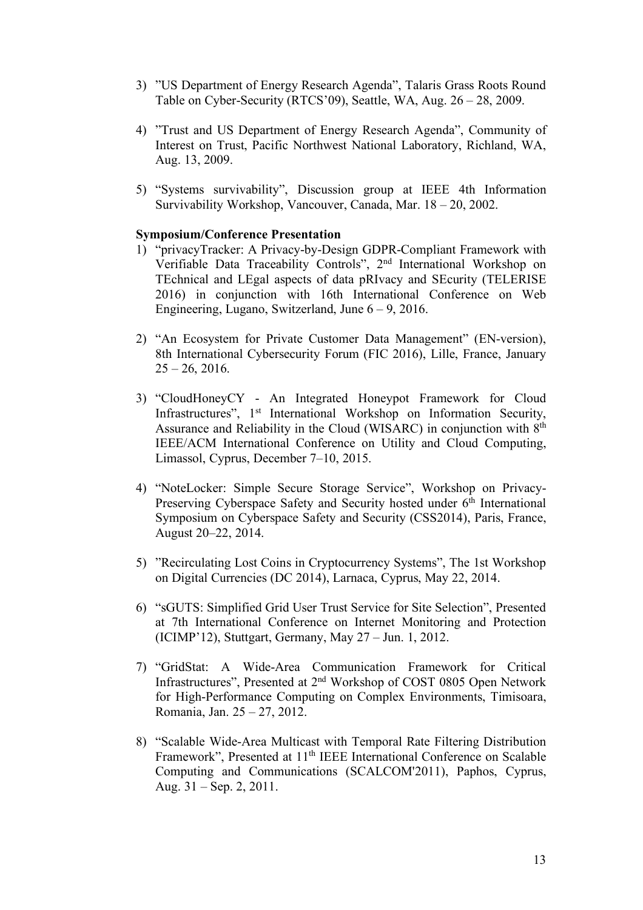3) ”US Department of Energy Research Agenda”, Talaris Grass Roots Round Table on Cyber-Security (RTCS’09), Seattle, WA, Aug. 26 – 28, 2009.

4) ”Trust and US Department of Energy Research Agenda”, Community of Interest on Trust, Pacific Northwest National Laboratory, Richland, WA, Aug. 13, 2009.

5) “Systems survivability”, Discussion group at IEEE 4th Information Survivability Workshop, Vancouver, Canada, Mar. 18 – 20, 2002.

**Symposium/Conference Presentation**

1) “privacyTracker: A Privacy-by-Design GDPR-Compliant Framework with Verifiable Data Traceability Controls”, 2nd International Workshop on TEchnical and LEgal aspects of data pRIvacy and SEcurity (TELERISE 2016) in conjunction with 16th International Conference on Web Engineering, Lugano, Switzerland, June 6 – 9, 2016.

2) “An Ecosystem for Private Customer Data Management” (EN-version), 8th International Cybersecurity Forum (FIC 2016), Lille, France, January 25 – 26, 2016.

3) “CloudHoneyCY - An Integrated Honeypot Framework for Cloud Infrastructures”, 1st International Workshop on Information Security, Assurance and Reliability in the Cloud (WISARC) in conjunction with 8th IEEE/ACM International Conference on Utility and Cloud Computing, Limassol, Cyprus, December 7–10, 2015.

4) “NoteLocker: Simple Secure Storage Service”, Workshop on Privacy-Preserving Cyberspace Safety and Security hosted under 6th International Symposium on Cyberspace Safety and Security (CSS2014), Paris, France, August 20–22, 2014.

5) ”Recirculating Lost Coins in Cryptocurrency Systems”, The 1st Workshop on Digital Currencies (DC 2014), Larnaca, Cyprus, May 22, 2014.

6) “sGUTS: Simplified Grid User Trust Service for Site Selection”, Presented at 7th International Conference on Internet Monitoring and Protection (ICIMP’12), Stuttgart, Germany, May 27 – Jun. 1, 2012.

7) “GridStat: A Wide-Area Communication Framework for Critical Infrastructures”, Presented at 2nd Workshop of COST 0805 Open Network for High-Performance Computing on Complex Environments, Timisoara, Romania, Jan. 25 – 27, 2012.

8) “Scalable Wide-Area Multicast with Temporal Rate Filtering Distribution Framework”, Presented at 11th IEEE International Conference on Scalable Computing and Communications (SCALCOM'2011), Paphos, Cyprus, Aug. 31 – Sep. 2, 2011.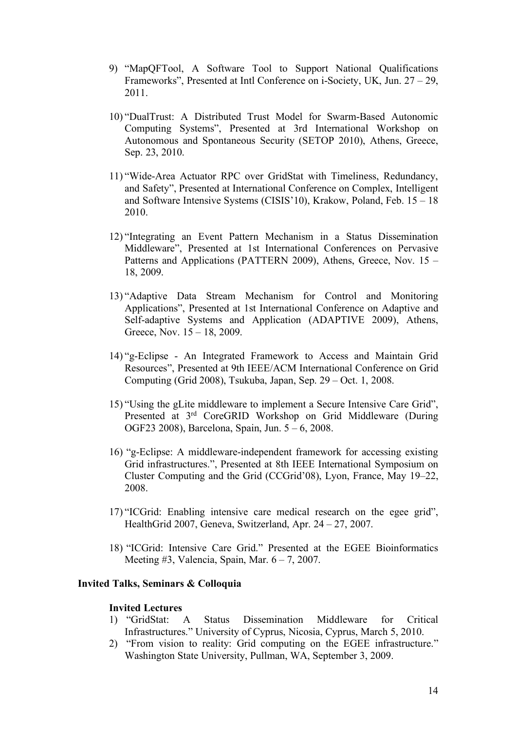9) "MapQFTool, A Software Tool to Support National Qualifications Frameworks", Presented at Intl Conference on i-Society, UK, Jun. 27 – 29, 2011.

10) "DualTrust: A Distributed Trust Model for Swarm-Based Autonomic Computing Systems", Presented at 3rd International Workshop on Autonomous and Spontaneous Security (SETOP 2010), Athens, Greece, Sep. 23, 2010.

11) "Wide-Area Actuator RPC over GridStat with Timeliness, Redundancy, and Safety", Presented at International Conference on Complex, Intelligent and Software Intensive Systems (CISIS'10), Krakow, Poland, Feb. 15 – 18 2010.

12) "Integrating an Event Pattern Mechanism in a Status Dissemination Middleware", Presented at 1st International Conferences on Pervasive Patterns and Applications (PATTERN 2009), Athens, Greece, Nov. 15 – 18, 2009.

13) "Adaptive Data Stream Mechanism for Control and Monitoring Applications", Presented at 1st International Conference on Adaptive and Self-adaptive Systems and Application (ADAPTIVE 2009), Athens, Greece, Nov. 15 – 18, 2009.

14) "g-Eclipse - An Integrated Framework to Access and Maintain Grid Resources", Presented at 9th IEEE/ACM International Conference on Grid Computing (Grid 2008), Tsukuba, Japan, Sep. 29 – Oct. 1, 2008.

15) "Using the gLite middleware to implement a Secure Intensive Care Grid", Presented at 3rd CoreGRID Workshop on Grid Middleware (During OGF23 2008), Barcelona, Spain, Jun. 5 – 6, 2008.

16) "g-Eclipse: A middleware-independent framework for accessing existing Grid infrastructures.", Presented at 8th IEEE International Symposium on Cluster Computing and the Grid (CCGrid'08), Lyon, France, May 19–22, 2008.

17) "ICGrid: Enabling intensive care medical research on the egee grid", HealthGrid 2007, Geneva, Switzerland, Apr. 24 – 27, 2007.

18) "ICGrid: Intensive Care Grid." Presented at the EGEE Bioinformatics Meeting #3, Valencia, Spain, Mar. 6 – 7, 2007.

**Invited Talks, Seminars & Colloquia**

**Invited Lectures**

1) "GridStat: A Status Dissemination Middleware for Critical Infrastructures." University of Cyprus, Nicosia, Cyprus, March 5, 2010.
2) "From vision to reality: Grid computing on the EGEE infrastructure." Washington State University, Pullman, WA, September 3, 2009.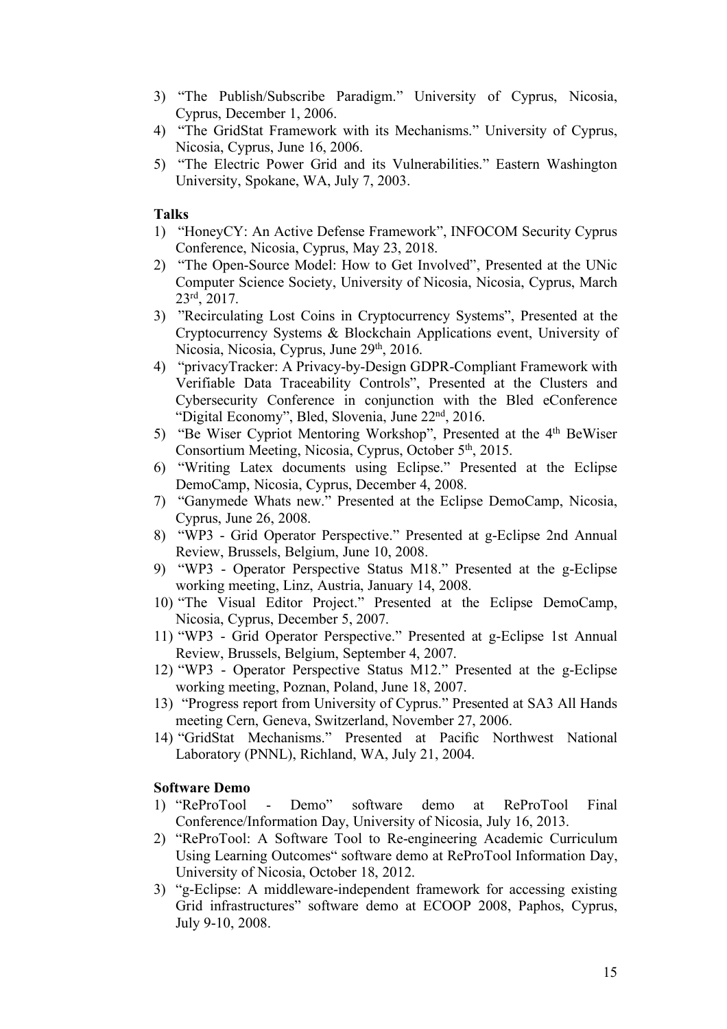3) "The Publish/Subscribe Paradigm." University of Cyprus, Nicosia, Cyprus, December 1, 2006.
4) "The GridStat Framework with its Mechanisms." University of Cyprus, Nicosia, Cyprus, June 16, 2006.
5) "The Electric Power Grid and its Vulnerabilities." Eastern Washington University, Spokane, WA, July 7, 2003.

**Talks**

1) "HoneyCY: An Active Defense Framework", INFOCOM Security Cyprus Conference, Nicosia, Cyprus, May 23, 2018.
2) "The Open-Source Model: How to Get Involved", Presented at the UNic Computer Science Society, University of Nicosia, Nicosia, Cyprus, March 23rd, 2017.
3) "Recirculating Lost Coins in Cryptocurrency Systems", Presented at the Cryptocurrency Systems & Blockchain Applications event, University of Nicosia, Nicosia, Cyprus, June 29th, 2016.
4) "privacyTracker: A Privacy-by-Design GDPR-Compliant Framework with Verifiable Data Traceability Controls", Presented at the Clusters and Cybersecurity Conference in conjunction with the Bled eConference "Digital Economy", Bled, Slovenia, June 22nd, 2016.
5) "Be Wiser Cypriot Mentoring Workshop", Presented at the 4th BeWiser Consortium Meeting, Nicosia, Cyprus, October 5th, 2015.
6) "Writing Latex documents using Eclipse." Presented at the Eclipse DemoCamp, Nicosia, Cyprus, December 4, 2008.
7) "Ganymede Whats new." Presented at the Eclipse DemoCamp, Nicosia, Cyprus, June 26, 2008.
8) "WP3 - Grid Operator Perspective." Presented at g-Eclipse 2nd Annual Review, Brussels, Belgium, June 10, 2008.
9) "WP3 - Operator Perspective Status M18." Presented at the g-Eclipse working meeting, Linz, Austria, January 14, 2008.
10) "The Visual Editor Project." Presented at the Eclipse DemoCamp, Nicosia, Cyprus, December 5, 2007.
11) "WP3 - Grid Operator Perspective." Presented at g-Eclipse 1st Annual Review, Brussels, Belgium, September 4, 2007.
12) "WP3 - Operator Perspective Status M12." Presented at the g-Eclipse working meeting, Poznan, Poland, June 18, 2007.
13) "Progress report from University of Cyprus." Presented at SA3 All Hands meeting Cern, Geneva, Switzerland, November 27, 2006.
14) "GridStat Mechanisms." Presented at Pacific Northwest National Laboratory (PNNL), Richland, WA, July 21, 2004.

**Software Demo**

1) "ReProTool - Demo" software demo at ReProTool Final Conference/Information Day, University of Nicosia, July 16, 2013.
2) "ReProTool: A Software Tool to Re-engineering Academic Curriculum Using Learning Outcomes" software demo at ReProTool Information Day, University of Nicosia, October 18, 2012.
3) "g-Eclipse: A middleware-independent framework for accessing existing Grid infrastructures" software demo at ECOOP 2008, Paphos, Cyprus, July 9-10, 2008.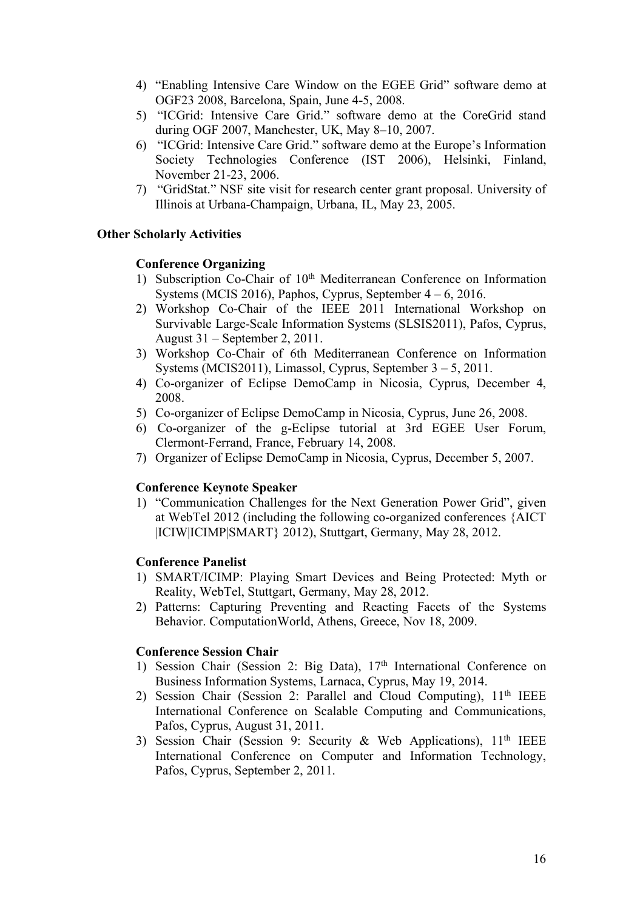4) "Enabling Intensive Care Window on the EGEE Grid" software demo at OGF23 2008, Barcelona, Spain, June 4-5, 2008.
5) "ICGrid: Intensive Care Grid." software demo at the CoreGrid stand during OGF 2007, Manchester, UK, May 8–10, 2007.
6) "ICGrid: Intensive Care Grid." software demo at the Europe's Information Society Technologies Conference (IST 2006), Helsinki, Finland, November 21-23, 2006.
7) "GridStat." NSF site visit for research center grant proposal. University of Illinois at Urbana-Champaign, Urbana, IL, May 23, 2005.

## Other Scholarly Activities

### Conference Organizing

1) Subscription Co-Chair of 10th Mediterranean Conference on Information Systems (MCIS 2016), Paphos, Cyprus, September 4 – 6, 2016.
2) Workshop Co-Chair of the IEEE 2011 International Workshop on Survivable Large-Scale Information Systems (SLSIS2011), Pafos, Cyprus, August 31 – September 2, 2011.
3) Workshop Co-Chair of 6th Mediterranean Conference on Information Systems (MCIS2011), Limassol, Cyprus, September 3 – 5, 2011.
4) Co-organizer of Eclipse DemoCamp in Nicosia, Cyprus, December 4, 2008.
5) Co-organizer of Eclipse DemoCamp in Nicosia, Cyprus, June 26, 2008.
6) Co-organizer of the g-Eclipse tutorial at 3rd EGEE User Forum, Clermont-Ferrand, France, February 14, 2008.
7) Organizer of Eclipse DemoCamp in Nicosia, Cyprus, December 5, 2007.

### Conference Keynote Speaker

1) "Communication Challenges for the Next Generation Power Grid", given at WebTel 2012 (including the following co-organized conferences {AICT |ICIW|ICIMP|SMART} 2012), Stuttgart, Germany, May 28, 2012.

### Conference Panelist

1) SMART/ICIMP: Playing Smart Devices and Being Protected: Myth or Reality, WebTel, Stuttgart, Germany, May 28, 2012.
2) Patterns: Capturing Preventing and Reacting Facets of the Systems Behavior. ComputationWorld, Athens, Greece, Nov 18, 2009.

### Conference Session Chair

1) Session Chair (Session 2: Big Data), 17th International Conference on Business Information Systems, Larnaca, Cyprus, May 19, 2014.
2) Session Chair (Session 2: Parallel and Cloud Computing), 11th IEEE International Conference on Scalable Computing and Communications, Pafos, Cyprus, August 31, 2011.
3) Session Chair (Session 9: Security & Web Applications), 11th IEEE International Conference on Computer and Information Technology, Pafos, Cyprus, September 2, 2011.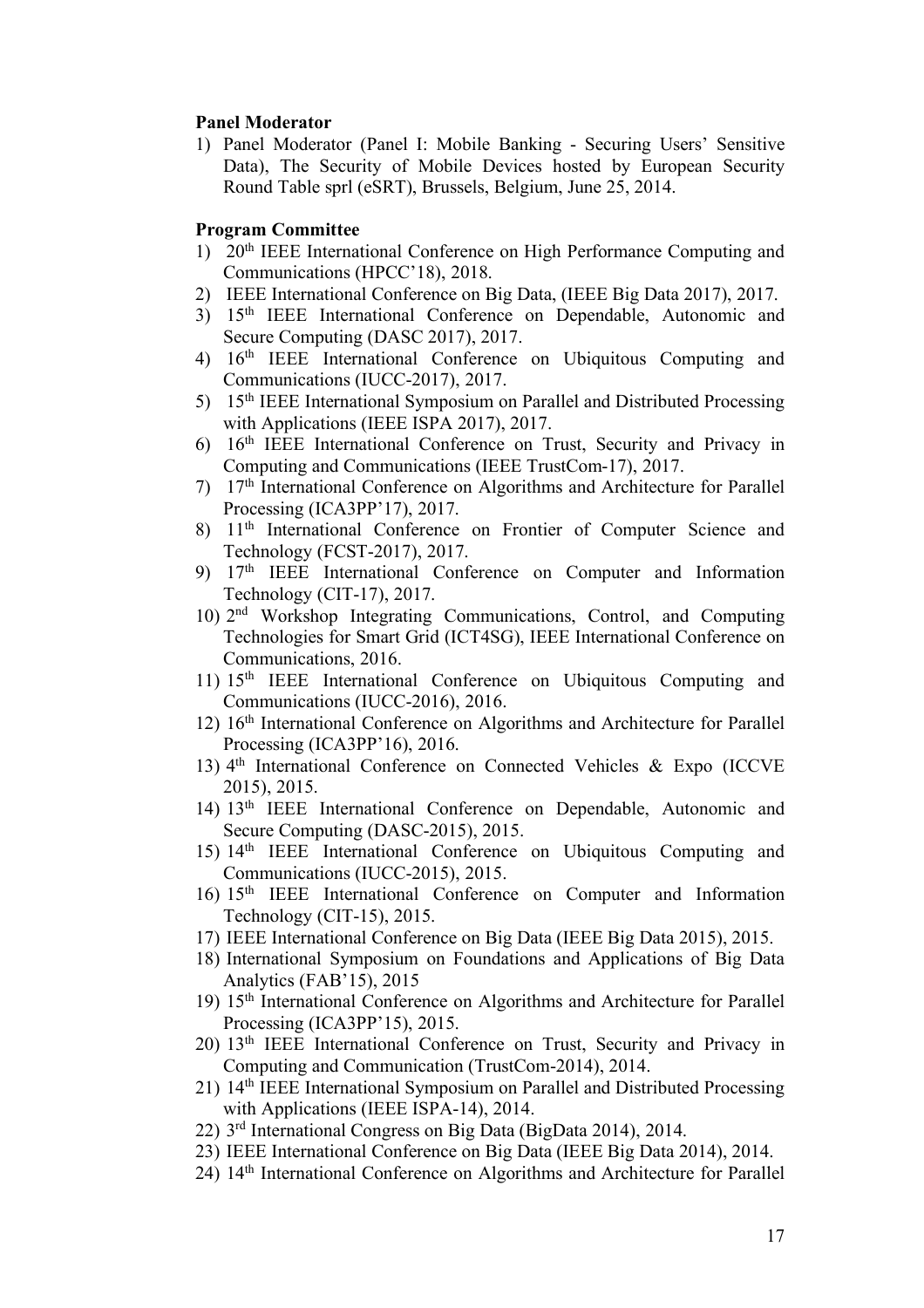**Panel Moderator**

1) Panel Moderator (Panel I: Mobile Banking - Securing Users' Sensitive Data), The Security of Mobile Devices hosted by European Security Round Table sprl (eSRT), Brussels, Belgium, June 25, 2014.

**Program Committee**

1) 20th IEEE International Conference on High Performance Computing and Communications (HPCC'18), 2018.
2) IEEE International Conference on Big Data, (IEEE Big Data 2017), 2017.
3) 15th IEEE International Conference on Dependable, Autonomic and Secure Computing (DASC 2017), 2017.
4) 16th IEEE International Conference on Ubiquitous Computing and Communications (IUCC-2017), 2017.
5) 15th IEEE International Symposium on Parallel and Distributed Processing with Applications (IEEE ISPA 2017), 2017.
6) 16th IEEE International Conference on Trust, Security and Privacy in Computing and Communications (IEEE TrustCom-17), 2017.
7) 17th International Conference on Algorithms and Architecture for Parallel Processing (ICA3PP'17), 2017.
8) 11th International Conference on Frontier of Computer Science and Technology (FCST-2017), 2017.
9) 17th IEEE International Conference on Computer and Information Technology (CIT-17), 2017.
10) 2nd Workshop Integrating Communications, Control, and Computing Technologies for Smart Grid (ICT4SG), IEEE International Conference on Communications, 2016.
11) 15th IEEE International Conference on Ubiquitous Computing and Communications (IUCC-2016), 2016.
12) 16th International Conference on Algorithms and Architecture for Parallel Processing (ICA3PP'16), 2016.
13) 4th International Conference on Connected Vehicles & Expo (ICCVE 2015), 2015.
14) 13th IEEE International Conference on Dependable, Autonomic and Secure Computing (DASC-2015), 2015.
15) 14th IEEE International Conference on Ubiquitous Computing and Communications (IUCC-2015), 2015.
16) 15th IEEE International Conference on Computer and Information Technology (CIT-15), 2015.
17) IEEE International Conference on Big Data (IEEE Big Data 2015), 2015.
18) International Symposium on Foundations and Applications of Big Data Analytics (FAB'15), 2015
19) 15th International Conference on Algorithms and Architecture for Parallel Processing (ICA3PP'15), 2015.
20) 13th IEEE International Conference on Trust, Security and Privacy in Computing and Communication (TrustCom-2014), 2014.
21) 14th IEEE International Symposium on Parallel and Distributed Processing with Applications (IEEE ISPA-14), 2014.
22) 3rd International Congress on Big Data (BigData 2014), 2014.
23) IEEE International Conference on Big Data (IEEE Big Data 2014), 2014.
24) 14th International Conference on Algorithms and Architecture for Parallel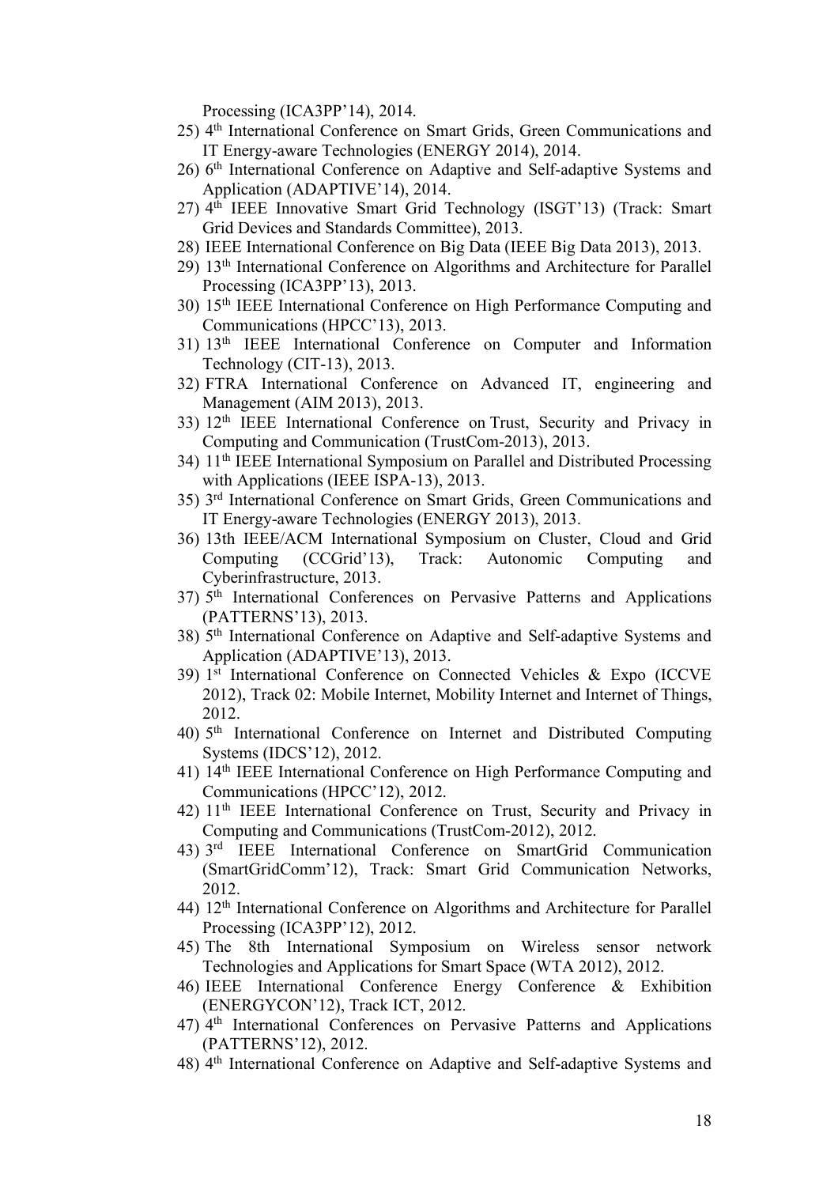Processing (ICA3PP'14), 2014.

25) 4th International Conference on Smart Grids, Green Communications and IT Energy-aware Technologies (ENERGY 2014), 2014.
26) 6th International Conference on Adaptive and Self-adaptive Systems and Application (ADAPTIVE'14), 2014.
27) 4th IEEE Innovative Smart Grid Technology (ISGT'13) (Track: Smart Grid Devices and Standards Committee), 2013.
28) IEEE International Conference on Big Data (IEEE Big Data 2013), 2013.
29) 13th International Conference on Algorithms and Architecture for Parallel Processing (ICA3PP'13), 2013.
30) 15th IEEE International Conference on High Performance Computing and Communications (HPCC'13), 2013.
31) 13th IEEE International Conference on Computer and Information Technology (CIT-13), 2013.
32) FTRA International Conference on Advanced IT, engineering and Management (AIM 2013), 2013.
33) 12th IEEE International Conference on Trust, Security and Privacy in Computing and Communication (TrustCom-2013), 2013.
34) 11th IEEE International Symposium on Parallel and Distributed Processing with Applications (IEEE ISPA-13), 2013.
35) 3rd International Conference on Smart Grids, Green Communications and IT Energy-aware Technologies (ENERGY 2013), 2013.
36) 13th IEEE/ACM International Symposium on Cluster, Cloud and Grid Computing (CCGrid'13), Track: Autonomic Computing and Cyberinfrastructure, 2013.
37) 5th International Conferences on Pervasive Patterns and Applications (PATTERNS'13), 2013.
38) 5th International Conference on Adaptive and Self-adaptive Systems and Application (ADAPTIVE'13), 2013.
39) 1st International Conference on Connected Vehicles & Expo (ICCVE 2012), Track 02: Mobile Internet, Mobility Internet and Internet of Things, 2012.
40) 5th International Conference on Internet and Distributed Computing Systems (IDCS'12), 2012.
41) 14th IEEE International Conference on High Performance Computing and Communications (HPCC'12), 2012.
42) 11th IEEE International Conference on Trust, Security and Privacy in Computing and Communications (TrustCom-2012), 2012.
43) 3rd IEEE International Conference on SmartGrid Communication (SmartGridComm'12), Track: Smart Grid Communication Networks, 2012.
44) 12th International Conference on Algorithms and Architecture for Parallel Processing (ICA3PP'12), 2012.
45) The 8th International Symposium on Wireless sensor network Technologies and Applications for Smart Space (WTA 2012), 2012.
46) IEEE International Conference Energy Conference & Exhibition (ENERGYCON'12), Track ICT, 2012.
47) 4th International Conferences on Pervasive Patterns and Applications (PATTERNS'12), 2012.
48) 4th International Conference on Adaptive and Self-adaptive Systems and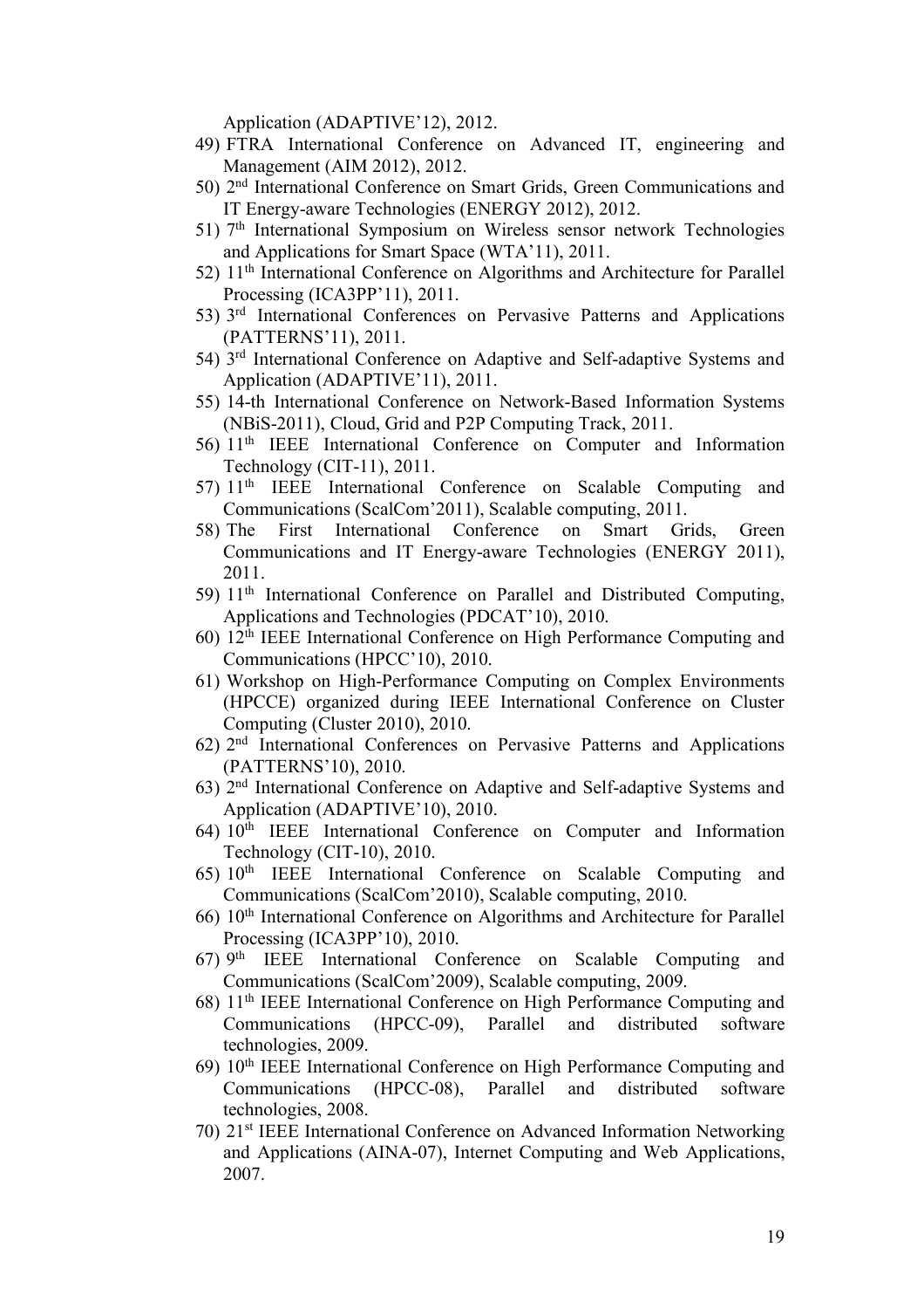Application (ADAPTIVE'12), 2012.

49) FTRA International Conference on Advanced IT, engineering and Management (AIM 2012), 2012.
50) 2nd International Conference on Smart Grids, Green Communications and IT Energy-aware Technologies (ENERGY 2012), 2012.
51) 7th International Symposium on Wireless sensor network Technologies and Applications for Smart Space (WTA'11), 2011.
52) 11th International Conference on Algorithms and Architecture for Parallel Processing (ICA3PP'11), 2011.
53) 3rd International Conferences on Pervasive Patterns and Applications (PATTERNS'11), 2011.
54) 3rd International Conference on Adaptive and Self-adaptive Systems and Application (ADAPTIVE'11), 2011.
55) 14-th International Conference on Network-Based Information Systems (NBiS-2011), Cloud, Grid and P2P Computing Track, 2011.
56) 11th IEEE International Conference on Computer and Information Technology (CIT-11), 2011.
57) 11th IEEE International Conference on Scalable Computing and Communications (ScalCom'2011), Scalable computing, 2011.
58) The First International Conference on Smart Grids, Green Communications and IT Energy-aware Technologies (ENERGY 2011), 2011.
59) 11th International Conference on Parallel and Distributed Computing, Applications and Technologies (PDCAT'10), 2010.
60) 12th IEEE International Conference on High Performance Computing and Communications (HPCC'10), 2010.
61) Workshop on High-Performance Computing on Complex Environments (HPCCE) organized during IEEE International Conference on Cluster Computing (Cluster 2010), 2010.
62) 2nd International Conferences on Pervasive Patterns and Applications (PATTERNS'10), 2010.
63) 2nd International Conference on Adaptive and Self-adaptive Systems and Application (ADAPTIVE'10), 2010.
64) 10th IEEE International Conference on Computer and Information Technology (CIT-10), 2010.
65) 10th IEEE International Conference on Scalable Computing and Communications (ScalCom'2010), Scalable computing, 2010.
66) 10th International Conference on Algorithms and Architecture for Parallel Processing (ICA3PP'10), 2010.
67) 9th IEEE International Conference on Scalable Computing and Communications (ScalCom'2009), Scalable computing, 2009.
68) 11th IEEE International Conference on High Performance Computing and Communications (HPCC-09), Parallel and distributed software technologies, 2009.
69) 10th IEEE International Conference on High Performance Computing and Communications (HPCC-08), Parallel and distributed software technologies, 2008.
70) 21st IEEE International Conference on Advanced Information Networking and Applications (AINA-07), Internet Computing and Web Applications, 2007.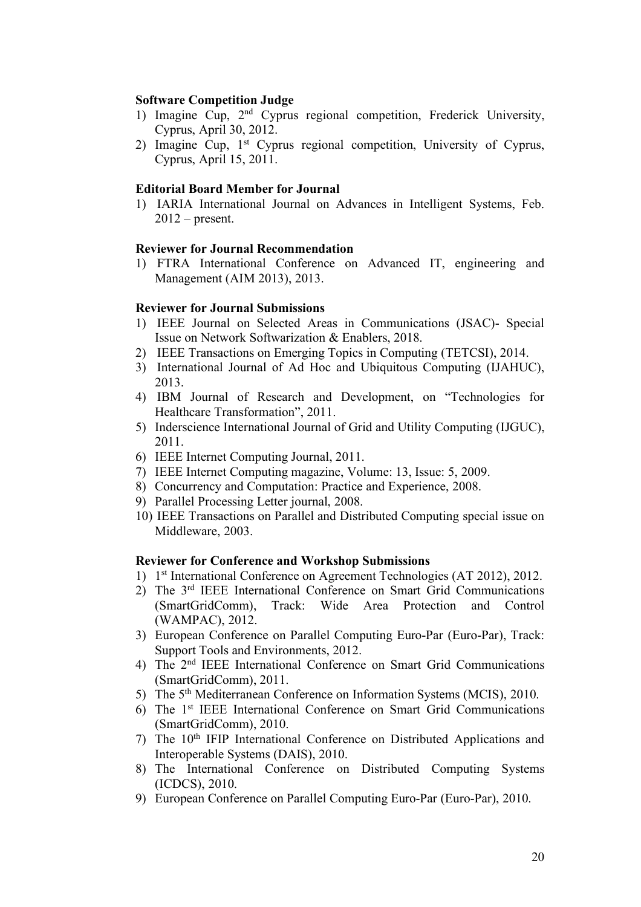**Software Competition Judge**

1) Imagine Cup, 2nd Cyprus regional competition, Frederick University, Cyprus, April 30, 2012.
2) Imagine Cup, 1st Cyprus regional competition, University of Cyprus, Cyprus, April 15, 2011.

**Editorial Board Member for Journal**

1) IARIA International Journal on Advances in Intelligent Systems, Feb. 2012 – present.

**Reviewer for Journal Recommendation**

1) FTRA International Conference on Advanced IT, engineering and Management (AIM 2013), 2013.

**Reviewer for Journal Submissions**

1) IEEE Journal on Selected Areas in Communications (JSAC)- Special Issue on Network Softwarization & Enablers, 2018.
2) IEEE Transactions on Emerging Topics in Computing (TETCSI), 2014.
3) International Journal of Ad Hoc and Ubiquitous Computing (IJAHUC), 2013.
4) IBM Journal of Research and Development, on "Technologies for Healthcare Transformation", 2011.
5) Inderscience International Journal of Grid and Utility Computing (IJGUC), 2011.
6) IEEE Internet Computing Journal, 2011.
7) IEEE Internet Computing magazine, Volume: 13, Issue: 5, 2009.
8) Concurrency and Computation: Practice and Experience, 2008.
9) Parallel Processing Letter journal, 2008.
10) IEEE Transactions on Parallel and Distributed Computing special issue on Middleware, 2003.

**Reviewer for Conference and Workshop Submissions**

1) 1st International Conference on Agreement Technologies (AT 2012), 2012.
2) The 3rd IEEE International Conference on Smart Grid Communications (SmartGridComm), Track: Wide Area Protection and Control (WAMPAC), 2012.
3) European Conference on Parallel Computing Euro-Par (Euro-Par), Track: Support Tools and Environments, 2012.
4) The 2nd IEEE International Conference on Smart Grid Communications (SmartGridComm), 2011.
5) The 5th Mediterranean Conference on Information Systems (MCIS), 2010.
6) The 1st IEEE International Conference on Smart Grid Communications (SmartGridComm), 2010.
7) The 10th IFIP International Conference on Distributed Applications and Interoperable Systems (DAIS), 2010.
8) The International Conference on Distributed Computing Systems (ICDCS), 2010.
9) European Conference on Parallel Computing Euro-Par (Euro-Par), 2010.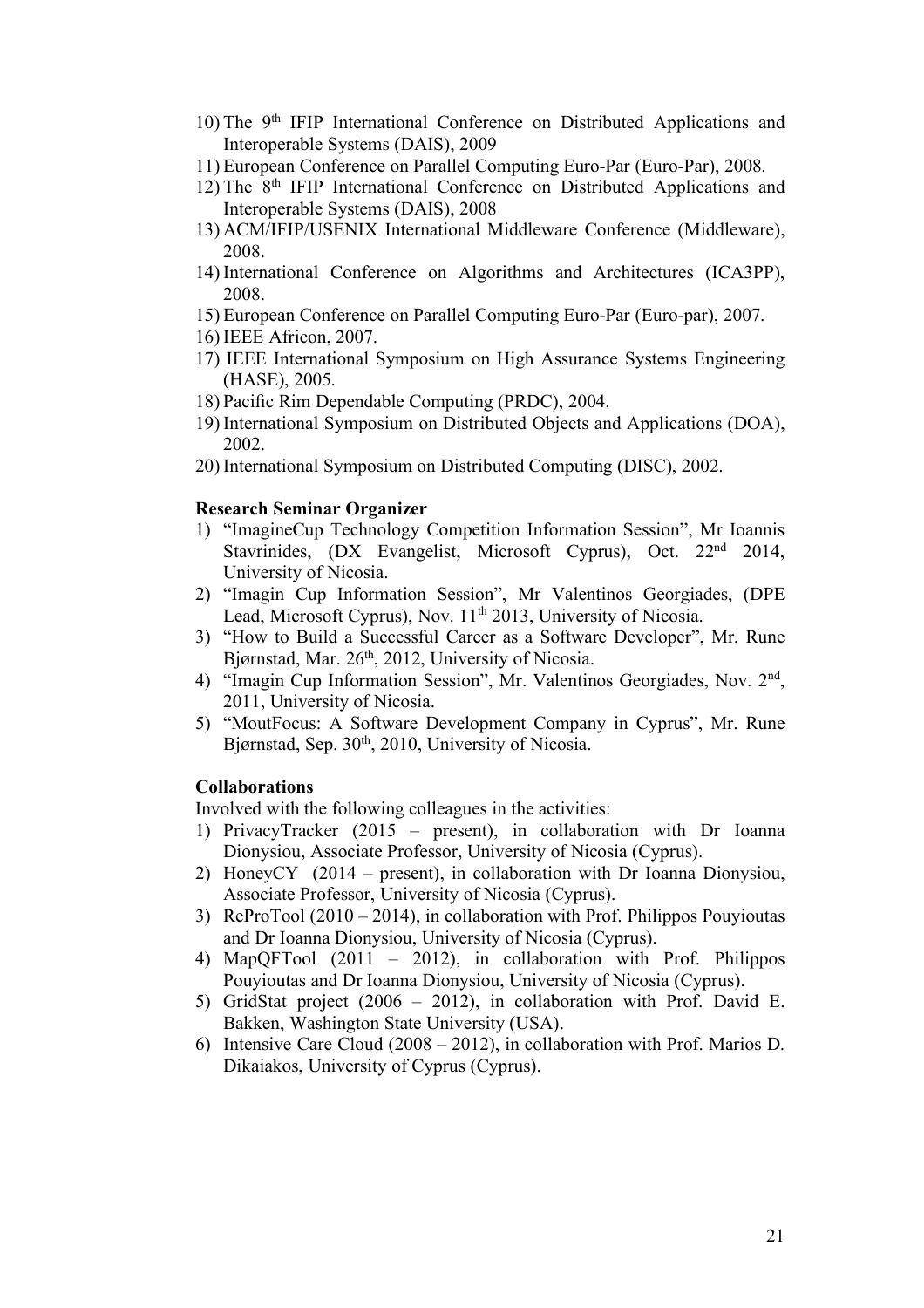10) The 9th IFIP International Conference on Distributed Applications and Interoperable Systems (DAIS), 2009
11) European Conference on Parallel Computing Euro-Par (Euro-Par), 2008.
12) The 8th IFIP International Conference on Distributed Applications and Interoperable Systems (DAIS), 2008
13) ACM/IFIP/USENIX International Middleware Conference (Middleware), 2008.
14) International Conference on Algorithms and Architectures (ICA3PP), 2008.
15) European Conference on Parallel Computing Euro-Par (Euro-par), 2007.
16) IEEE Africon, 2007.
17) IEEE International Symposium on High Assurance Systems Engineering (HASE), 2005.
18) Pacific Rim Dependable Computing (PRDC), 2004.
19) International Symposium on Distributed Objects and Applications (DOA), 2002.
20) International Symposium on Distributed Computing (DISC), 2002.

**Research Seminar Organizer**

1) "ImagineCup Technology Competition Information Session", Mr Ioannis Stavrinides, (DX Evangelist, Microsoft Cyprus), Oct. 22nd 2014, University of Nicosia.
2) "Imagin Cup Information Session", Mr Valentinos Georgiades, (DPE Lead, Microsoft Cyprus), Nov. 11th 2013, University of Nicosia.
3) "How to Build a Successful Career as a Software Developer", Mr. Rune Bjørnstad, Mar. 26th, 2012, University of Nicosia.
4) "Imagin Cup Information Session", Mr. Valentinos Georgiades, Nov. 2nd, 2011, University of Nicosia.
5) "MoutFocus: A Software Development Company in Cyprus", Mr. Rune Bjørnstad, Sep. 30th, 2010, University of Nicosia.

**Collaborations**

Involved with the following colleagues in the activities:

1) PrivacyTracker (2015 – present), in collaboration with Dr Ioanna Dionysiou, Associate Professor, University of Nicosia (Cyprus).
2) HoneyCY (2014 – present), in collaboration with Dr Ioanna Dionysiou, Associate Professor, University of Nicosia (Cyprus).
3) ReProTool (2010 – 2014), in collaboration with Prof. Philippos Pouyioutas and Dr Ioanna Dionysiou, University of Nicosia (Cyprus).
4) MapQFTool (2011 – 2012), in collaboration with Prof. Philippos Pouyioutas and Dr Ioanna Dionysiou, University of Nicosia (Cyprus).
5) GridStat project (2006 – 2012), in collaboration with Prof. David E. Bakken, Washington State University (USA).
6) Intensive Care Cloud (2008 – 2012), in collaboration with Prof. Marios D. Dikaiakos, University of Cyprus (Cyprus).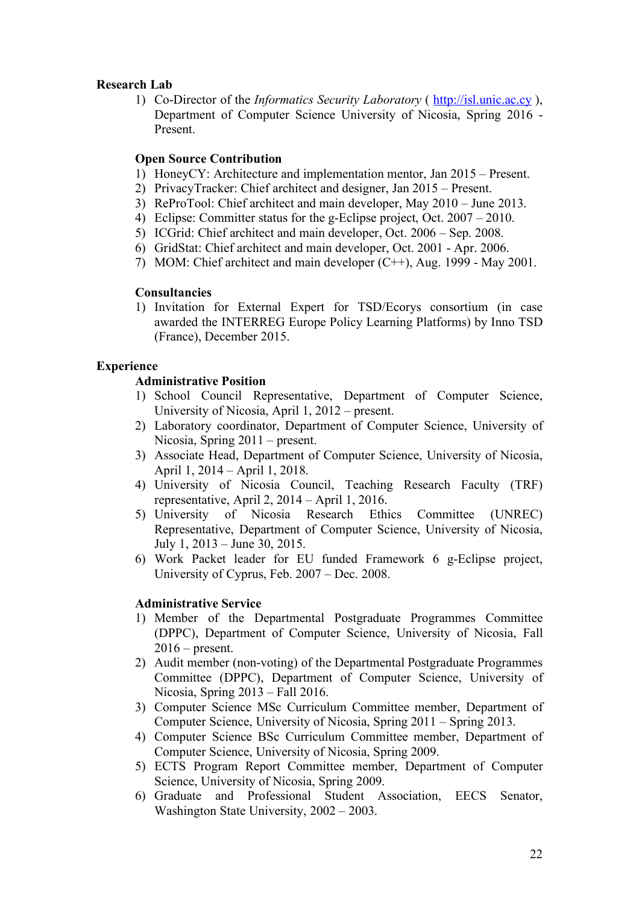**Research Lab**

1) Co-Director of the *Informatics Security Laboratory* ( [http://isl.unic.ac.cy](http://isl.unic.ac.cy) ), Department of Computer Science University of Nicosia, Spring 2016 - Present.

**Open Source Contribution**

1) HoneyCY: Architecture and implementation mentor, Jan 2015 – Present.
2) PrivacyTracker: Chief architect and designer, Jan 2015 – Present.
3) ReProTool: Chief architect and main developer, May 2010 – June 2013.
4) Eclipse: Committer status for the g-Eclipse project, Oct. 2007 – 2010.
5) ICGrid: Chief architect and main developer, Oct. 2006 – Sep. 2008.
6) GridStat: Chief architect and main developer, Oct. 2001 - Apr. 2006.
7) MOM: Chief architect and main developer (C++), Aug. 1999 - May 2001.

**Consultancies**

1) Invitation for External Expert for TSD/Ecorys consortium (in case awarded the INTERREG Europe Policy Learning Platforms) by Inno TSD (France), December 2015.

**Experience**

**Administrative Position**

1) School Council Representative, Department of Computer Science, University of Nicosia, April 1, 2012 – present.
2) Laboratory coordinator, Department of Computer Science, University of Nicosia, Spring 2011 – present.
3) Associate Head, Department of Computer Science, University of Nicosia, April 1, 2014 – April 1, 2018.
4) University of Nicosia Council, Teaching Research Faculty (TRF) representative, April 2, 2014 – April 1, 2016.
5) University of Nicosia Research Ethics Committee (UNREC) Representative, Department of Computer Science, University of Nicosia, July 1, 2013 – June 30, 2015.
6) Work Packet leader for EU funded Framework 6 g-Eclipse project, University of Cyprus, Feb. 2007 – Dec. 2008.

**Administrative Service**

1) Member of the Departmental Postgraduate Programmes Committee (DPPC), Department of Computer Science, University of Nicosia, Fall 2016 – present.
2) Audit member (non-voting) of the Departmental Postgraduate Programmes Committee (DPPC), Department of Computer Science, University of Nicosia, Spring 2013 – Fall 2016.
3) Computer Science MSc Curriculum Committee member, Department of Computer Science, University of Nicosia, Spring 2011 – Spring 2013.
4) Computer Science BSc Curriculum Committee member, Department of Computer Science, University of Nicosia, Spring 2009.
5) ECTS Program Report Committee member, Department of Computer Science, University of Nicosia, Spring 2009.
6) Graduate and Professional Student Association, EECS Senator, Washington State University, 2002 – 2003.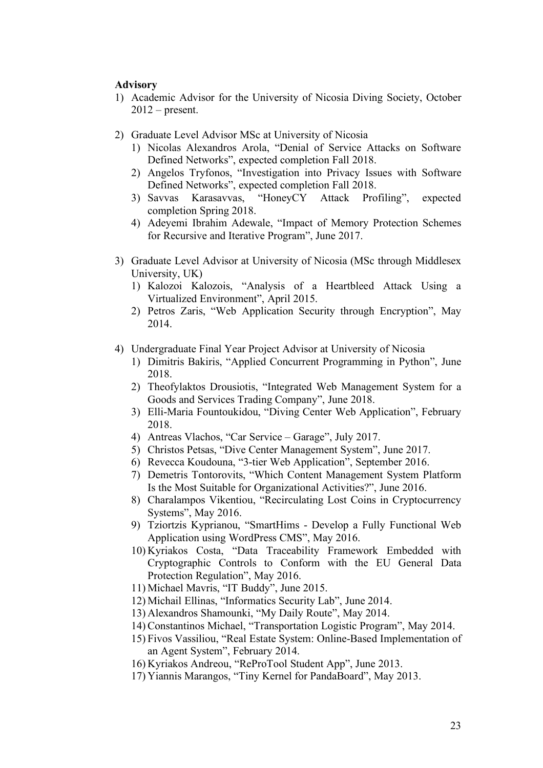**Advisory**

1) Academic Advisor for the University of Nicosia Diving Society, October 2012 – present.

2) Graduate Level Advisor MSc at University of Nicosia
   1) Nicolas Alexandros Arola, "Denial of Service Attacks on Software Defined Networks", expected completion Fall 2018.
   2) Angelos Tryfonos, "Investigation into Privacy Issues with Software Defined Networks", expected completion Fall 2018.
   3) Savvas Karasavvas, "HoneyCY Attack Profiling", expected completion Spring 2018.
   4) Adeyemi Ibrahim Adewale, "Impact of Memory Protection Schemes for Recursive and Iterative Program", June 2017.

3) Graduate Level Advisor at University of Nicosia (MSc through Middlesex University, UK)
   1) Kalozoi Kalozois, "Analysis of a Heartbleed Attack Using a Virtualized Environment", April 2015.
   2) Petros Zaris, "Web Application Security through Encryption", May 2014.

4) Undergraduate Final Year Project Advisor at University of Nicosia
   1) Dimitris Bakiris, "Applied Concurrent Programming in Python", June 2018.
   2) Theofylaktos Drousiotis, "Integrated Web Management System for a Goods and Services Trading Company", June 2018.
   3) Elli-Maria Fountoukidou, "Diving Center Web Application", February 2018.
   4) Antreas Vlachos, "Car Service – Garage", July 2017.
   5) Christos Petsas, "Dive Center Management System", June 2017.
   6) Revecca Koudouna, "3-tier Web Application", September 2016.
   7) Demetris Tontorovits, "Which Content Management System Platform Is the Most Suitable for Organizational Activities?", June 2016.
   8) Charalampos Vikentiou, "Recirculating Lost Coins in Cryptocurrency Systems", May 2016.
   9) Tziortzis Kyprianou, "SmartHims - Develop a Fully Functional Web Application using WordPress CMS", May 2016.
   10) Kyriakos Costa, "Data Traceability Framework Embedded with Cryptographic Controls to Conform with the EU General Data Protection Regulation", May 2016.
   11) Michael Mavris, "IT Buddy", June 2015.
   12) Michail Ellinas, "Informatics Security Lab", June 2014.
   13) Alexandros Shamounki, "My Daily Route", May 2014.
   14) Constantinos Michael, "Transportation Logistic Program", May 2014.
   15) Fivos Vassiliou, "Real Estate System: Online-Based Implementation of an Agent System", February 2014.
   16) Kyriakos Andreou, "ReProTool Student App", June 2013.
   17) Yiannis Marangos, "Tiny Kernel for PandaBoard", May 2013.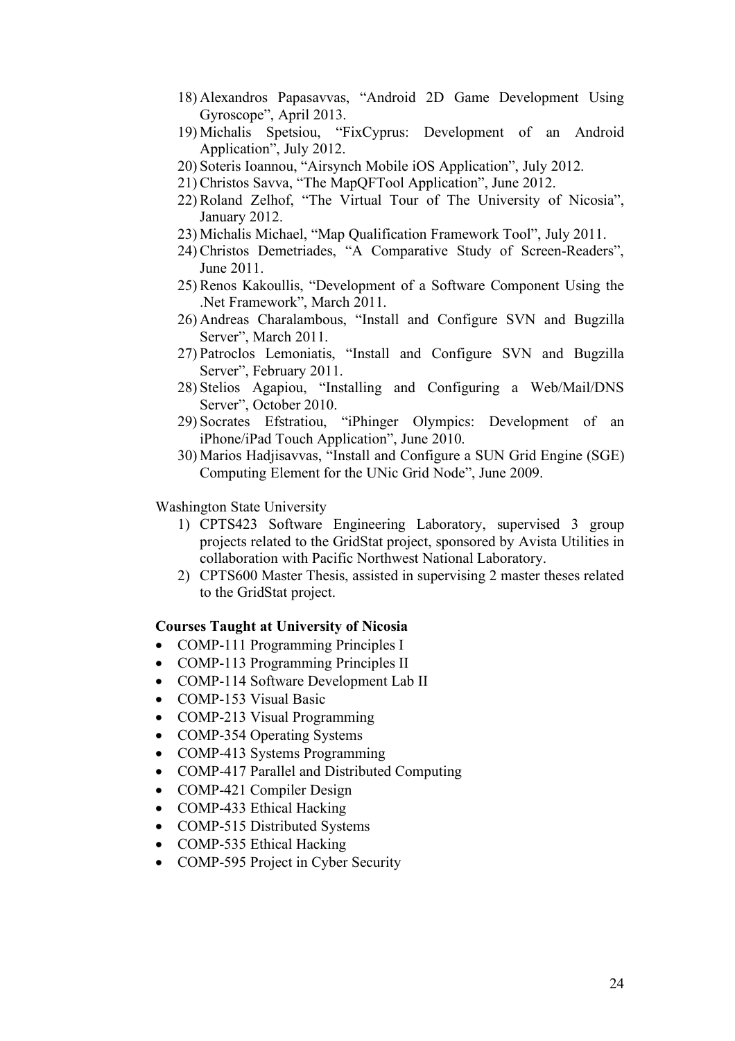18) Alexandros Papasavvas, "Android 2D Game Development Using Gyroscope", April 2013.
19) Michalis Spetsiou, "FixCyprus: Development of an Android Application", July 2012.
20) Soteris Ioannou, "Airsynch Mobile iOS Application", July 2012.
21) Christos Savva, "The MapQFTool Application", June 2012.
22) Roland Zelhof, "The Virtual Tour of The University of Nicosia", January 2012.
23) Michalis Michael, "Map Qualification Framework Tool", July 2011.
24) Christos Demetriades, "A Comparative Study of Screen-Readers", June 2011.
25) Renos Kakoullis, "Development of a Software Component Using the .Net Framework", March 2011.
26) Andreas Charalambous, "Install and Configure SVN and Bugzilla Server", March 2011.
27) Patroclos Lemoniatis, "Install and Configure SVN and Bugzilla Server", February 2011.
28) Stelios Agapiou, "Installing and Configuring a Web/Mail/DNS Server", October 2010.
29) Socrates Efstratiou, "iPhinger Olympics: Development of an iPhone/iPad Touch Application", June 2010.
30) Marios Hadjisavvas, "Install and Configure a SUN Grid Engine (SGE) Computing Element for the UNic Grid Node", June 2009.

Washington State University

1) CPTS423 Software Engineering Laboratory, supervised 3 group projects related to the GridStat project, sponsored by Avista Utilities in collaboration with Pacific Northwest National Laboratory.
2) CPTS600 Master Thesis, assisted in supervising 2 master theses related to the GridStat project.

**Courses Taught at University of Nicosia**

- COMP-111 Programming Principles I
- COMP-113 Programming Principles II
- COMP-114 Software Development Lab II
- COMP-153 Visual Basic
- COMP-213 Visual Programming
- COMP-354 Operating Systems
- COMP-413 Systems Programming
- COMP-417 Parallel and Distributed Computing
- COMP-421 Compiler Design
- COMP-433 Ethical Hacking
- COMP-515 Distributed Systems
- COMP-535 Ethical Hacking
- COMP-595 Project in Cyber Security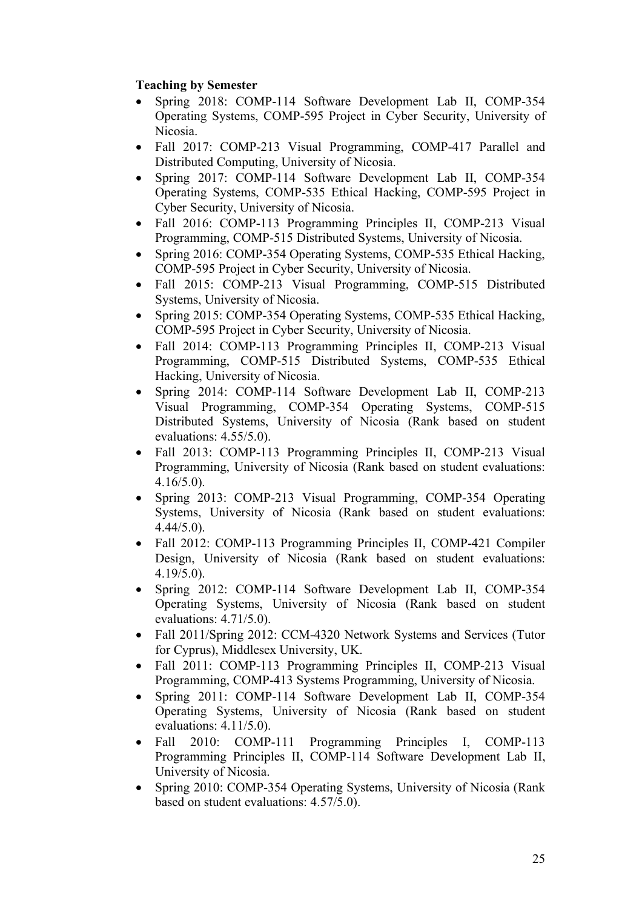**Teaching by Semester**

- Spring 2018: COMP-114 Software Development Lab II, COMP-354 Operating Systems, COMP-595 Project in Cyber Security, University of Nicosia.
- Fall 2017: COMP-213 Visual Programming, COMP-417 Parallel and Distributed Computing, University of Nicosia.
- Spring 2017: COMP-114 Software Development Lab II, COMP-354 Operating Systems, COMP-535 Ethical Hacking, COMP-595 Project in Cyber Security, University of Nicosia.
- Fall 2016: COMP-113 Programming Principles II, COMP-213 Visual Programming, COMP-515 Distributed Systems, University of Nicosia.
- Spring 2016: COMP-354 Operating Systems, COMP-535 Ethical Hacking, COMP-595 Project in Cyber Security, University of Nicosia.
- Fall 2015: COMP-213 Visual Programming, COMP-515 Distributed Systems, University of Nicosia.
- Spring 2015: COMP-354 Operating Systems, COMP-535 Ethical Hacking, COMP-595 Project in Cyber Security, University of Nicosia.
- Fall 2014: COMP-113 Programming Principles II, COMP-213 Visual Programming, COMP-515 Distributed Systems, COMP-535 Ethical Hacking, University of Nicosia.
- Spring 2014: COMP-114 Software Development Lab II, COMP-213 Visual Programming, COMP-354 Operating Systems, COMP-515 Distributed Systems, University of Nicosia (Rank based on student evaluations: 4.55/5.0).
- Fall 2013: COMP-113 Programming Principles II, COMP-213 Visual Programming, University of Nicosia (Rank based on student evaluations: 4.16/5.0).
- Spring 2013: COMP-213 Visual Programming, COMP-354 Operating Systems, University of Nicosia (Rank based on student evaluations: 4.44/5.0).
- Fall 2012: COMP-113 Programming Principles II, COMP-421 Compiler Design, University of Nicosia (Rank based on student evaluations: 4.19/5.0).
- Spring 2012: COMP-114 Software Development Lab II, COMP-354 Operating Systems, University of Nicosia (Rank based on student evaluations: 4.71/5.0).
- Fall 2011/Spring 2012: CCM-4320 Network Systems and Services (Tutor for Cyprus), Middlesex University, UK.
- Fall 2011: COMP-113 Programming Principles II, COMP-213 Visual Programming, COMP-413 Systems Programming, University of Nicosia.
- Spring 2011: COMP-114 Software Development Lab II, COMP-354 Operating Systems, University of Nicosia (Rank based on student evaluations: 4.11/5.0).
- Fall 2010: COMP-111 Programming Principles I, COMP-113 Programming Principles II, COMP-114 Software Development Lab II, University of Nicosia.
- Spring 2010: COMP-354 Operating Systems, University of Nicosia (Rank based on student evaluations: 4.57/5.0).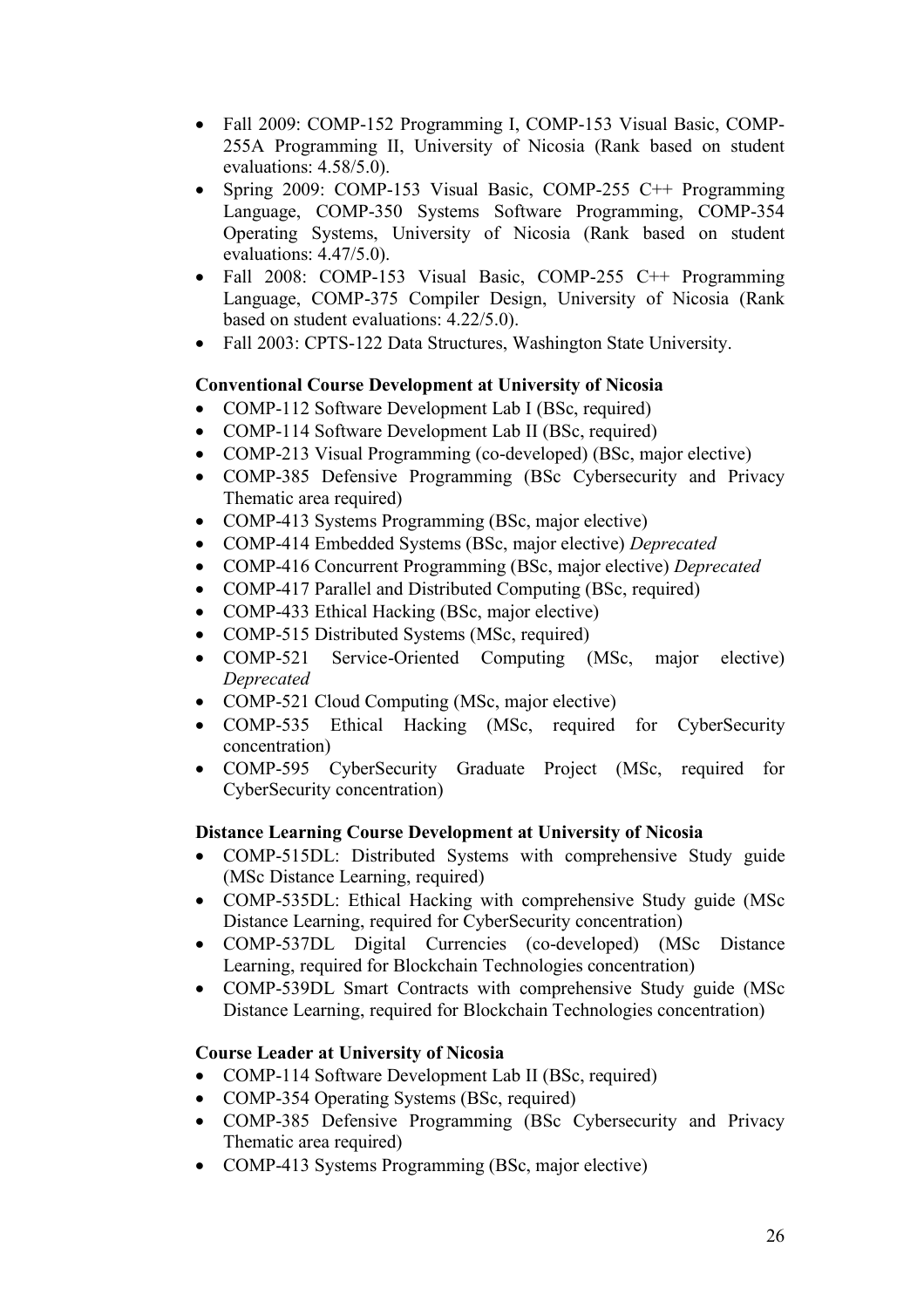- Fall 2009: COMP-152 Programming I, COMP-153 Visual Basic, COMP-255A Programming II, University of Nicosia (Rank based on student evaluations: 4.58/5.0).
- Spring 2009: COMP-153 Visual Basic, COMP-255 C++ Programming Language, COMP-350 Systems Software Programming, COMP-354 Operating Systems, University of Nicosia (Rank based on student evaluations: 4.47/5.0).
- Fall 2008: COMP-153 Visual Basic, COMP-255 C++ Programming Language, COMP-375 Compiler Design, University of Nicosia (Rank based on student evaluations: 4.22/5.0).
- Fall 2003: CPTS-122 Data Structures, Washington State University.

**Conventional Course Development at University of Nicosia**

- COMP-112 Software Development Lab I (BSc, required)
- COMP-114 Software Development Lab II (BSc, required)
- COMP-213 Visual Programming (co-developed) (BSc, major elective)
- COMP-385 Defensive Programming (BSc Cybersecurity and Privacy Thematic area required)
- COMP-413 Systems Programming (BSc, major elective)
- COMP-414 Embedded Systems (BSc, major elective) *Deprecated*
- COMP-416 Concurrent Programming (BSc, major elective) *Deprecated*
- COMP-417 Parallel and Distributed Computing (BSc, required)
- COMP-433 Ethical Hacking (BSc, major elective)
- COMP-515 Distributed Systems (MSc, required)
- COMP-521 Service-Oriented Computing (MSc, major elective) *Deprecated*
- COMP-521 Cloud Computing (MSc, major elective)
- COMP-535 Ethical Hacking (MSc, required for CyberSecurity concentration)
- COMP-595 CyberSecurity Graduate Project (MSc, required for CyberSecurity concentration)

**Distance Learning Course Development at University of Nicosia**

- COMP-515DL: Distributed Systems with comprehensive Study guide (MSc Distance Learning, required)
- COMP-535DL: Ethical Hacking with comprehensive Study guide (MSc Distance Learning, required for CyberSecurity concentration)
- COMP-537DL Digital Currencies (co-developed) (MSc Distance Learning, required for Blockchain Technologies concentration)
- COMP-539DL Smart Contracts with comprehensive Study guide (MSc Distance Learning, required for Blockchain Technologies concentration)

**Course Leader at University of Nicosia**

- COMP-114 Software Development Lab II (BSc, required)
- COMP-354 Operating Systems (BSc, required)
- COMP-385 Defensive Programming (BSc Cybersecurity and Privacy Thematic area required)
- COMP-413 Systems Programming (BSc, major elective)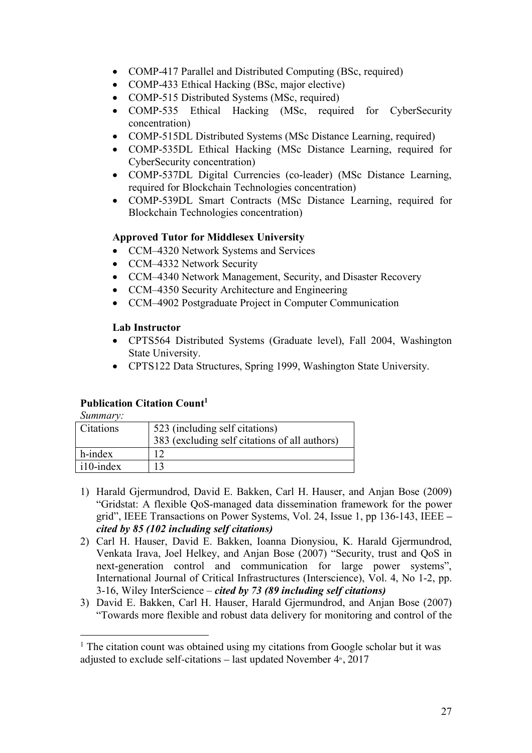- COMP-417 Parallel and Distributed Computing (BSc, required)
- COMP-433 Ethical Hacking (BSc, major elective)
- COMP-515 Distributed Systems (MSc, required)
- COMP-535 Ethical Hacking (MSc, required for CyberSecurity concentration)
- COMP-515DL Distributed Systems (MSc Distance Learning, required)
- COMP-535DL Ethical Hacking (MSc Distance Learning, required for CyberSecurity concentration)
- COMP-537DL Digital Currencies (co-leader) (MSc Distance Learning, required for Blockchain Technologies concentration)
- COMP-539DL Smart Contracts (MSc Distance Learning, required for Blockchain Technologies concentration)

**Approved Tutor for Middlesex University**

- CCM–4320 Network Systems and Services
- CCM–4332 Network Security
- CCM–4340 Network Management, Security, and Disaster Recovery
- CCM–4350 Security Architecture and Engineering
- CCM–4902 Postgraduate Project in Computer Communication

**Lab Instructor**

- CPTS564 Distributed Systems (Graduate level), Fall 2004, Washington State University.
- CPTS122 Data Structures, Spring 1999, Washington State University.

**Publication Citation Count[1]**

*Summary:*

| Citations | 523 (including self citations)<br>383 (excluding self citations of all authors) |
|---|---|
| h-index | 12 |
| i10-index | 13 |

1) Harald Gjermundrod, David E. Bakken, Carl H. Hauser, and Anjan Bose (2009) "Gridstat: A flexible QoS-managed data dissemination framework for the power grid", IEEE Transactions on Power Systems, Vol. 24, Issue 1, pp 136-143, IEEE – ***cited by 85 (102 including self citations)***
2) Carl H. Hauser, David E. Bakken, Ioanna Dionysiou, K. Harald Gjermundrod, Venkata Irava, Joel Helkey, and Anjan Bose (2007) "Security, trust and QoS in next-generation control and communication for large power systems", International Journal of Critical Infrastructures (Interscience), Vol. 4, No 1-2, pp. 3-16, Wiley InterScience – ***cited by 73 (89 including self citations)***
3) David E. Bakken, Carl H. Hauser, Harald Gjermundrod, and Anjan Bose (2007) "Towards more flexible and robust data delivery for monitoring and control of the

[1] The citation count was obtained using my citations from Google scholar but it was adjusted to exclude self-citations – last updated November 4th, 2017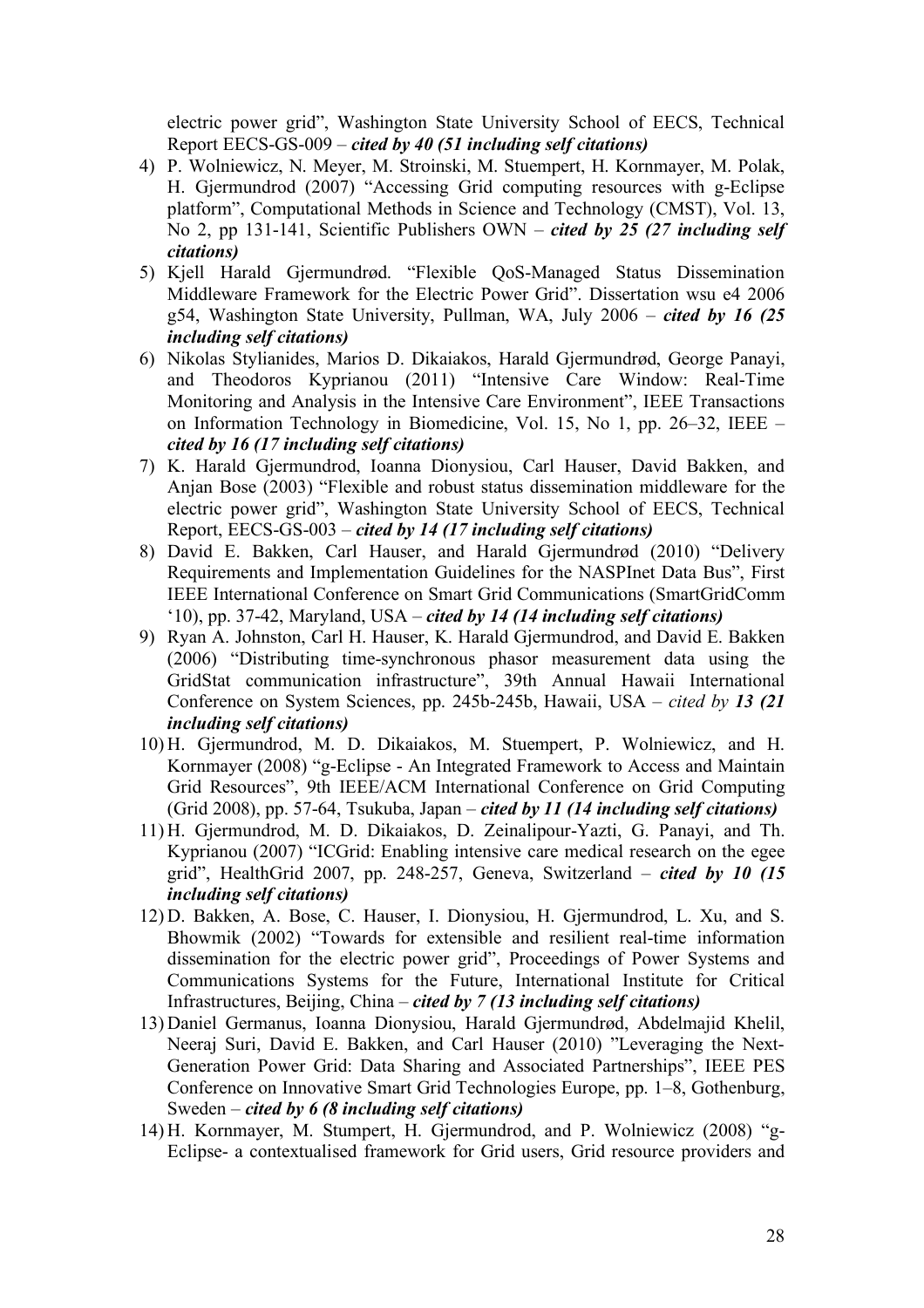electric power grid", Washington State University School of EECS, Technical Report EECS-GS-009 – ***cited by 40 (51 including self citations)***

4) P. Wolniewicz, N. Meyer, M. Stroinski, M. Stuempert, H. Kornmayer, M. Polak, H. Gjermundrod (2007) "Accessing Grid computing resources with g-Eclipse platform", Computational Methods in Science and Technology (CMST), Vol. 13, No 2, pp 131-141, Scientific Publishers OWN – ***cited by 25 (27 including self citations)***
5) Kjell Harald Gjermundrød. "Flexible QoS-Managed Status Dissemination Middleware Framework for the Electric Power Grid". Dissertation wsu e4 2006 g54, Washington State University, Pullman, WA, July 2006 – ***cited by 16 (25 including self citations)***
6) Nikolas Stylianides, Marios D. Dikaiakos, Harald Gjermundrød, George Panayi, and Theodoros Kyprianou (2011) "Intensive Care Window: Real-Time Monitoring and Analysis in the Intensive Care Environment", IEEE Transactions on Information Technology in Biomedicine, Vol. 15, No 1, pp. 26–32, IEEE – ***cited by 16 (17 including self citations)***
7) K. Harald Gjermundrod, Ioanna Dionysiou, Carl Hauser, David Bakken, and Anjan Bose (2003) "Flexible and robust status dissemination middleware for the electric power grid", Washington State University School of EECS, Technical Report, EECS-GS-003 – ***cited by 14 (17 including self citations)***
8) David E. Bakken, Carl Hauser, and Harald Gjermundrød (2010) "Delivery Requirements and Implementation Guidelines for the NASPInet Data Bus", First IEEE International Conference on Smart Grid Communications (SmartGridComm '10), pp. 37-42, Maryland, USA – ***cited by 14 (14 including self citations)***
9) Ryan A. Johnston, Carl H. Hauser, K. Harald Gjermundrod, and David E. Bakken (2006) "Distributing time-synchronous phasor measurement data using the GridStat communication infrastructure", 39th Annual Hawaii International Conference on System Sciences, pp. 245b-245b, Hawaii, USA – *cited by* ***13 (21 including self citations)***
10) H. Gjermundrod, M. D. Dikaiakos, M. Stuempert, P. Wolniewicz, and H. Kornmayer (2008) "g-Eclipse - An Integrated Framework to Access and Maintain Grid Resources", 9th IEEE/ACM International Conference on Grid Computing (Grid 2008), pp. 57-64, Tsukuba, Japan – ***cited by 11 (14 including self citations)***
11) H. Gjermundrod, M. D. Dikaiakos, D. Zeinalipour-Yazti, G. Panayi, and Th. Kyprianou (2007) "ICGrid: Enabling intensive care medical research on the egee grid", HealthGrid 2007, pp. 248-257, Geneva, Switzerland – ***cited by 10 (15 including self citations)***
12) D. Bakken, A. Bose, C. Hauser, I. Dionysiou, H. Gjermundrod, L. Xu, and S. Bhowmik (2002) "Towards for extensible and resilient real-time information dissemination for the electric power grid", Proceedings of Power Systems and Communications Systems for the Future, International Institute for Critical Infrastructures, Beijing, China – ***cited by 7 (13 including self citations)***
13) Daniel Germanus, Ioanna Dionysiou, Harald Gjermundrød, Abdelmajid Khelil, Neeraj Suri, David E. Bakken, and Carl Hauser (2010) "Leveraging the Next-Generation Power Grid: Data Sharing and Associated Partnerships", IEEE PES Conference on Innovative Smart Grid Technologies Europe, pp. 1–8, Gothenburg, Sweden – ***cited by 6 (8 including self citations)***
14) H. Kornmayer, M. Stumpert, H. Gjermundrod, and P. Wolniewicz (2008) "g-Eclipse- a contextualised framework for Grid users, Grid resource providers and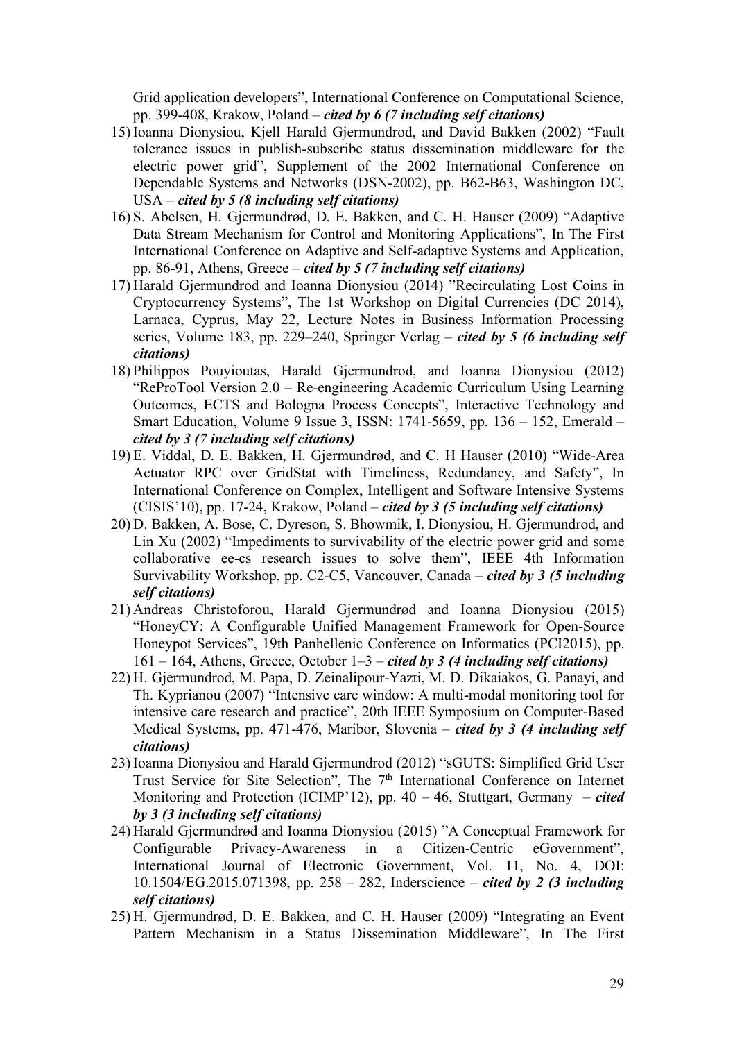Grid application developers", International Conference on Computational Science, pp. 399-408, Krakow, Poland – ***cited by 6 (7 including self citations)***

15) Ioanna Dionysiou, Kjell Harald Gjermundrod, and David Bakken (2002) "Fault tolerance issues in publish-subscribe status dissemination middleware for the electric power grid", Supplement of the 2002 International Conference on Dependable Systems and Networks (DSN-2002), pp. B62-B63, Washington DC, USA – ***cited by 5 (8 including self citations)***
16) S. Abelsen, H. Gjermundrød, D. E. Bakken, and C. H. Hauser (2009) "Adaptive Data Stream Mechanism for Control and Monitoring Applications", In The First International Conference on Adaptive and Self-adaptive Systems and Application, pp. 86-91, Athens, Greece – ***cited by 5 (7 including self citations)***
17) Harald Gjermundrod and Ioanna Dionysiou (2014) "Recirculating Lost Coins in Cryptocurrency Systems", The 1st Workshop on Digital Currencies (DC 2014), Larnaca, Cyprus, May 22, Lecture Notes in Business Information Processing series, Volume 183, pp. 229–240, Springer Verlag – ***cited by 5 (6 including self citations)***
18) Philippos Pouyioutas, Harald Gjermundrod, and Ioanna Dionysiou (2012) "ReProTool Version 2.0 – Re-engineering Academic Curriculum Using Learning Outcomes, ECTS and Bologna Process Concepts", Interactive Technology and Smart Education, Volume 9 Issue 3, ISSN: 1741-5659, pp. 136 – 152, Emerald – ***cited by 3 (7 including self citations)***
19) E. Viddal, D. E. Bakken, H. Gjermundrød, and C. H Hauser (2010) "Wide-Area Actuator RPC over GridStat with Timeliness, Redundancy, and Safety", In International Conference on Complex, Intelligent and Software Intensive Systems (CISIS'10), pp. 17-24, Krakow, Poland – ***cited by 3 (5 including self citations)***
20) D. Bakken, A. Bose, C. Dyreson, S. Bhowmik, I. Dionysiou, H. Gjermundrod, and Lin Xu (2002) "Impediments to survivability of the electric power grid and some collaborative ee-cs research issues to solve them", IEEE 4th Information Survivability Workshop, pp. C2-C5, Vancouver, Canada – ***cited by 3 (5 including self citations)***
21) Andreas Christoforou, Harald Gjermundrød and Ioanna Dionysiou (2015) "HoneyCY: A Configurable Unified Management Framework for Open-Source Honeypot Services", 19th Panhellenic Conference on Informatics (PCI2015), pp. 161 – 164, Athens, Greece, October 1–3 – ***cited by 3 (4 including self citations)***
22) H. Gjermundrod, M. Papa, D. Zeinalipour-Yazti, M. D. Dikaiakos, G. Panayi, and Th. Kyprianou (2007) "Intensive care window: A multi-modal monitoring tool for intensive care research and practice", 20th IEEE Symposium on Computer-Based Medical Systems, pp. 471-476, Maribor, Slovenia – ***cited by 3 (4 including self citations)***
23) Ioanna Dionysiou and Harald Gjermundrod (2012) "sGUTS: Simplified Grid User Trust Service for Site Selection", The 7th International Conference on Internet Monitoring and Protection (ICIMP'12), pp. 40 – 46, Stuttgart, Germany – ***cited by 3 (3 including self citations)***
24) Harald Gjermundrød and Ioanna Dionysiou (2015) "A Conceptual Framework for Configurable Privacy-Awareness in a Citizen-Centric eGovernment", International Journal of Electronic Government, Vol. 11, No. 4, DOI: 10.1504/EG.2015.071398, pp. 258 – 282, Inderscience – ***cited by 2 (3 including self citations)***
25) H. Gjermundrød, D. E. Bakken, and C. H. Hauser (2009) "Integrating an Event Pattern Mechanism in a Status Dissemination Middleware", In The First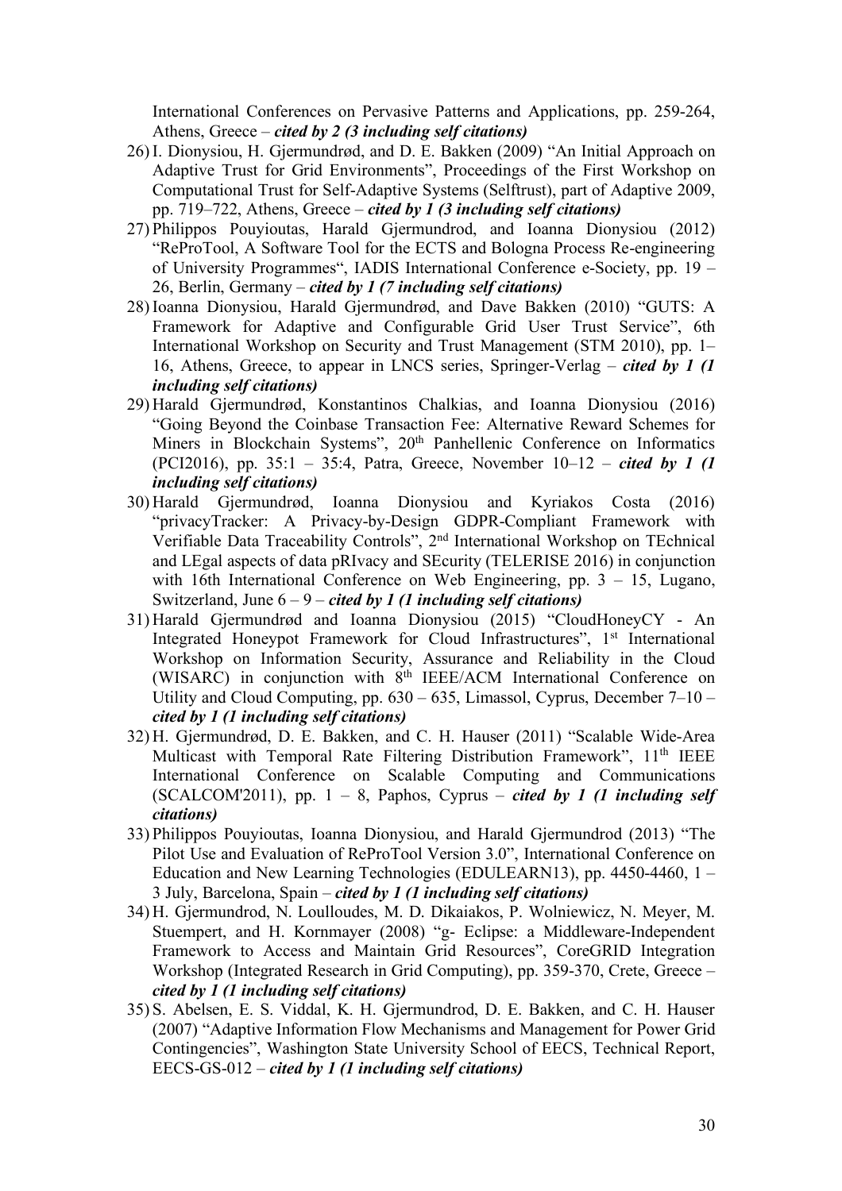International Conferences on Pervasive Patterns and Applications, pp. 259-264, Athens, Greece – ***cited by 2 (3 including self citations)***

26) I. Dionysiou, H. Gjermundrød, and D. E. Bakken (2009) "An Initial Approach on Adaptive Trust for Grid Environments", Proceedings of the First Workshop on Computational Trust for Self-Adaptive Systems (Selftrust), part of Adaptive 2009, pp. 719–722, Athens, Greece – ***cited by 1 (3 including self citations)***
27) Philippos Pouyioutas, Harald Gjermundrod, and Ioanna Dionysiou (2012) "ReProTool, A Software Tool for the ECTS and Bologna Process Re-engineering of University Programmes", IADIS International Conference e-Society, pp. 19 – 26, Berlin, Germany – ***cited by 1 (7 including self citations)***
28) Ioanna Dionysiou, Harald Gjermundrød, and Dave Bakken (2010) "GUTS: A Framework for Adaptive and Configurable Grid User Trust Service", 6th International Workshop on Security and Trust Management (STM 2010), pp. 1–16, Athens, Greece, to appear in LNCS series, Springer-Verlag – ***cited by 1 (1 including self citations)***
29) Harald Gjermundrød, Konstantinos Chalkias, and Ioanna Dionysiou (2016) "Going Beyond the Coinbase Transaction Fee: Alternative Reward Schemes for Miners in Blockchain Systems", 20th Panhellenic Conference on Informatics (PCI2016), pp. 35:1 – 35:4, Patra, Greece, November 10–12 – ***cited by 1 (1 including self citations)***
30) Harald Gjermundrød, Ioanna Dionysiou and Kyriakos Costa (2016) "privacyTracker: A Privacy-by-Design GDPR-Compliant Framework with Verifiable Data Traceability Controls", 2nd International Workshop on TEchnical and LEgal aspects of data pRIvacy and SEcurity (TELERISE 2016) in conjunction with 16th International Conference on Web Engineering, pp. 3 – 15, Lugano, Switzerland, June 6 – 9 – ***cited by 1 (1 including self citations)***
31) Harald Gjermundrød and Ioanna Dionysiou (2015) "CloudHoneyCY - An Integrated Honeypot Framework for Cloud Infrastructures", 1st International Workshop on Information Security, Assurance and Reliability in the Cloud (WISARC) in conjunction with 8th IEEE/ACM International Conference on Utility and Cloud Computing, pp. 630 – 635, Limassol, Cyprus, December 7–10 – ***cited by 1 (1 including self citations)***
32) H. Gjermundrød, D. E. Bakken, and C. H. Hauser (2011) "Scalable Wide-Area Multicast with Temporal Rate Filtering Distribution Framework", 11th IEEE International Conference on Scalable Computing and Communications (SCALCOM'2011), pp. 1 – 8, Paphos, Cyprus – ***cited by 1 (1 including self citations)***
33) Philippos Pouyioutas, Ioanna Dionysiou, and Harald Gjermundrod (2013) "The Pilot Use and Evaluation of ReProTool Version 3.0", International Conference on Education and New Learning Technologies (EDULEARN13), pp. 4450-4460, 1 – 3 July, Barcelona, Spain – ***cited by 1 (1 including self citations)***
34) H. Gjermundrod, N. Loulloudes, M. D. Dikaiakos, P. Wolniewicz, N. Meyer, M. Stuempert, and H. Kornmayer (2008) "g- Eclipse: a Middleware-Independent Framework to Access and Maintain Grid Resources", CoreGRID Integration Workshop (Integrated Research in Grid Computing), pp. 359-370, Crete, Greece – ***cited by 1 (1 including self citations)***
35) S. Abelsen, E. S. Viddal, K. H. Gjermundrod, D. E. Bakken, and C. H. Hauser (2007) "Adaptive Information Flow Mechanisms and Management for Power Grid Contingencies", Washington State University School of EECS, Technical Report, EECS-GS-012 – ***cited by 1 (1 including self citations)***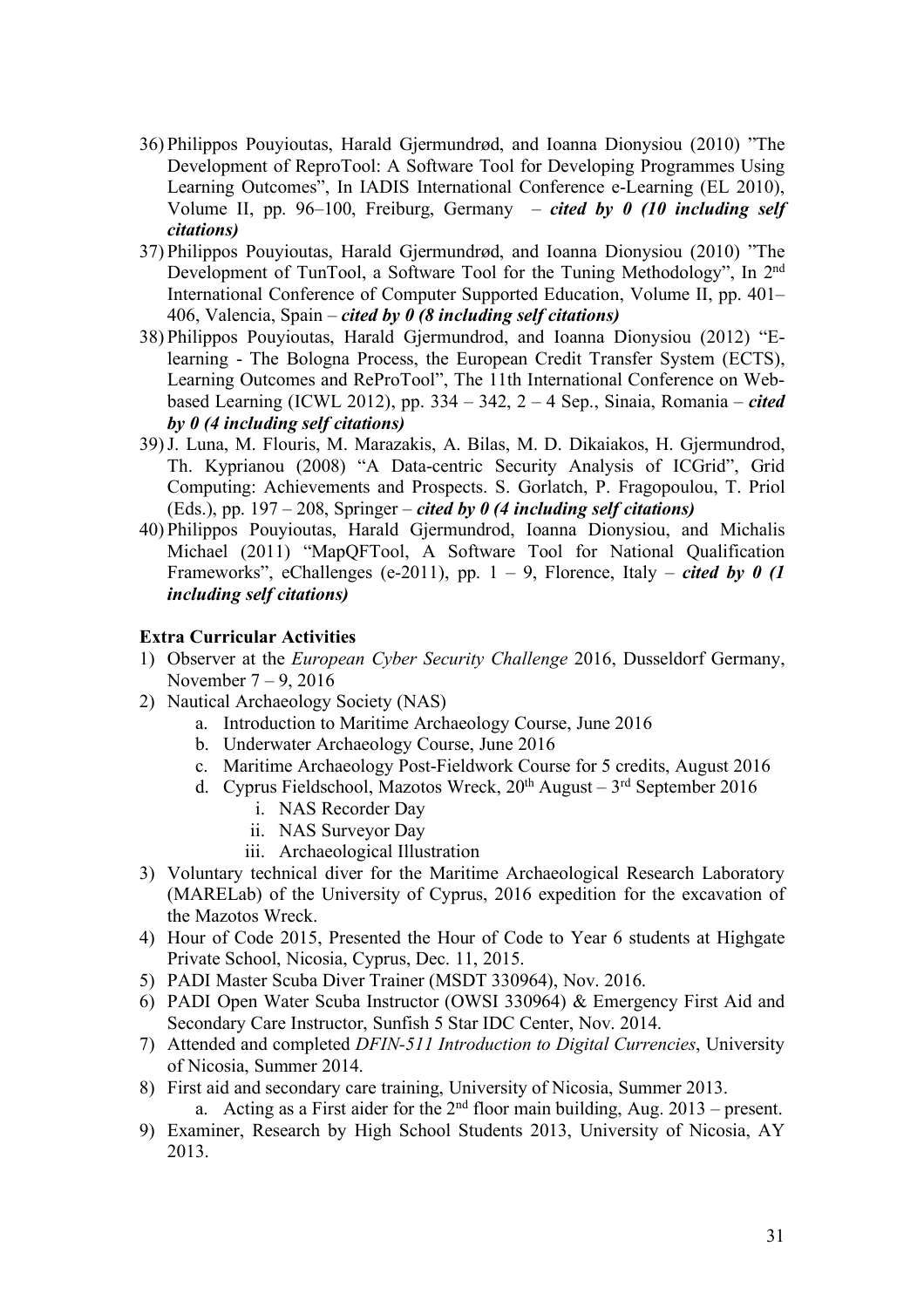36) Philippos Pouyioutas, Harald Gjermundrød, and Ioanna Dionysiou (2010) "The Development of ReproTool: A Software Tool for Developing Programmes Using Learning Outcomes", In IADIS International Conference e-Learning (EL 2010), Volume II, pp. 96–100, Freiburg, Germany – ***cited by 0 (10 including self citations)***
37) Philippos Pouyioutas, Harald Gjermundrød, and Ioanna Dionysiou (2010) "The Development of TunTool, a Software Tool for the Tuning Methodology", In 2nd International Conference of Computer Supported Education, Volume II, pp. 401–406, Valencia, Spain – ***cited by 0 (8 including self citations)***
38) Philippos Pouyioutas, Harald Gjermundrod, and Ioanna Dionysiou (2012) "E-learning - The Bologna Process, the European Credit Transfer System (ECTS), Learning Outcomes and ReProTool", The 11th International Conference on Web-based Learning (ICWL 2012), pp. 334 – 342, 2 – 4 Sep., Sinaia, Romania – ***cited by 0 (4 including self citations)***
39) J. Luna, M. Flouris, M. Marazakis, A. Bilas, M. D. Dikaiakos, H. Gjermundrod, Th. Kyprianou (2008) "A Data-centric Security Analysis of ICGrid", Grid Computing: Achievements and Prospects. S. Gorlatch, P. Fragopoulou, T. Priol (Eds.), pp. 197 – 208, Springer – ***cited by 0 (4 including self citations)***
40) Philippos Pouyioutas, Harald Gjermundrod, Ioanna Dionysiou, and Michalis Michael (2011) "MapQFTool, A Software Tool for National Qualification Frameworks", eChallenges (e-2011), pp. 1 – 9, Florence, Italy – ***cited by 0 (1 including self citations)***

**Extra Curricular Activities**

1) Observer at the *European Cyber Security Challenge* 2016, Dusseldorf Germany, November 7 – 9, 2016
2) Nautical Archaeology Society (NAS)
   a. Introduction to Maritime Archaeology Course, June 2016
   b. Underwater Archaeology Course, June 2016
   c. Maritime Archaeology Post-Fieldwork Course for 5 credits, August 2016
   d. Cyprus Fieldschool, Mazotos Wreck, 20th August – 3rd September 2016
      i. NAS Recorder Day
      ii. NAS Surveyor Day
      iii. Archaeological Illustration
3) Voluntary technical diver for the Maritime Archaeological Research Laboratory (MARELab) of the University of Cyprus, 2016 expedition for the excavation of the Mazotos Wreck.
4) Hour of Code 2015, Presented the Hour of Code to Year 6 students at Highgate Private School, Nicosia, Cyprus, Dec. 11, 2015.
5) PADI Master Scuba Diver Trainer (MSDT 330964), Nov. 2016.
6) PADI Open Water Scuba Instructor (OWSI 330964) & Emergency First Aid and Secondary Care Instructor, Sunfish 5 Star IDC Center, Nov. 2014.
7) Attended and completed *DFIN-511 Introduction to Digital Currencies*, University of Nicosia, Summer 2014.
8) First aid and secondary care training, University of Nicosia, Summer 2013.
   a. Acting as a First aider for the 2nd floor main building, Aug. 2013 – present.
9) Examiner, Research by High School Students 2013, University of Nicosia, AY 2013.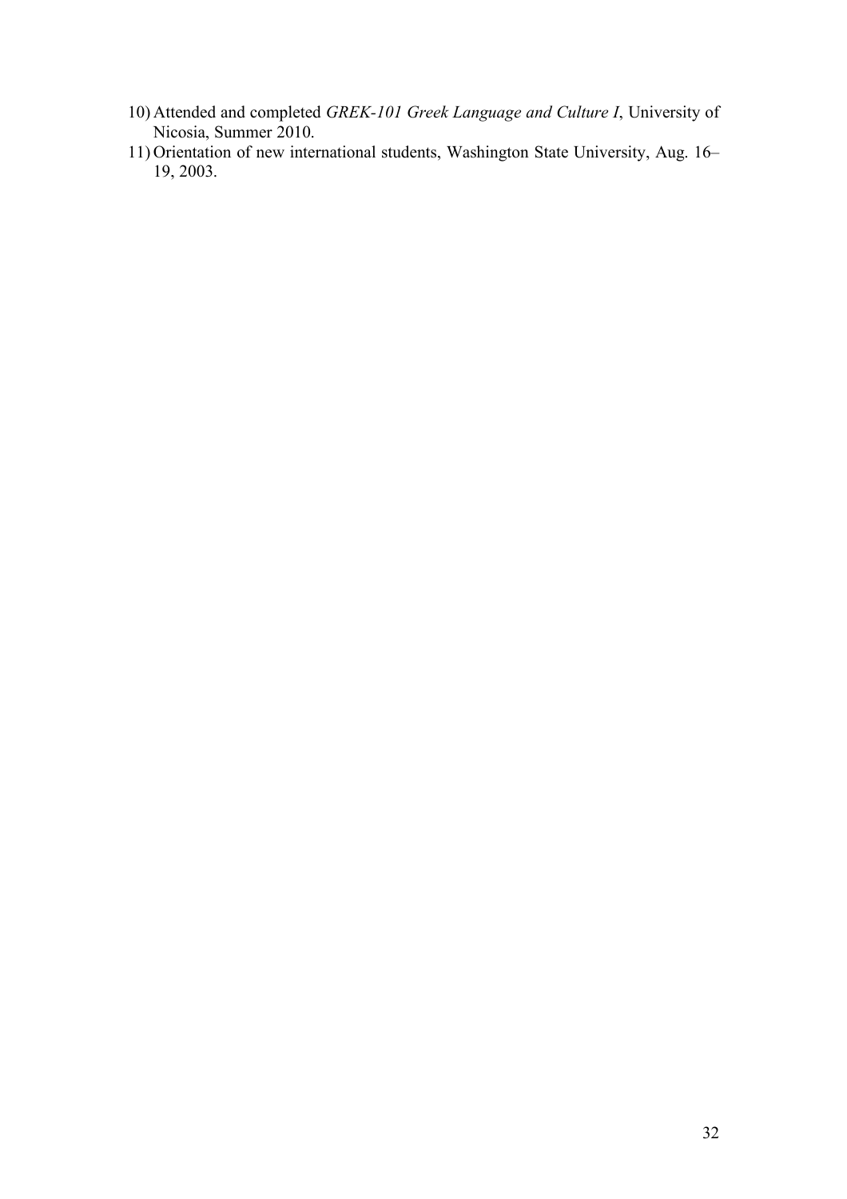10) Attended and completed *GREK-101 Greek Language and Culture I*, University of Nicosia, Summer 2010.
11) Orientation of new international students, Washington State University, Aug. 16–19, 2003.